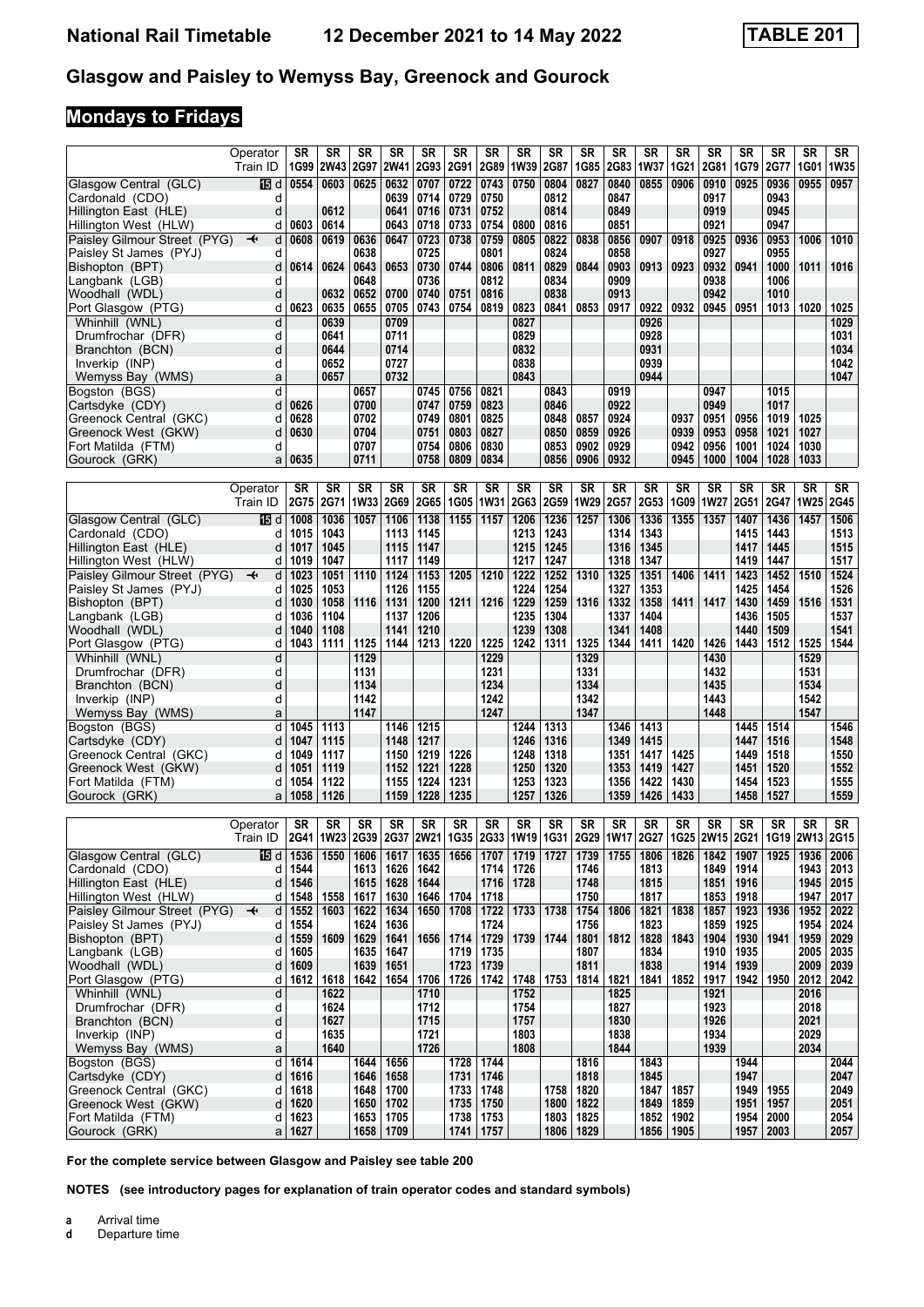## Glasgow and Paisley to Wemyss Bay, Greenock and Gourock

## Mondays to Fridays

| | | SR | SR | SR | SR | SR | SR | SR | SR | SR | SR | SR | SR | SR | SR | SR | SR | SR | SR |
|---|---|---|---|---|---|---|---|---|---|---|---|---|---|---|---|---|---|---|---|
| Operator / Train ID | | 1G99 | 2W43 | 2G97 | 2W41 | 2G93 | 2G91 | 2G89 | 1W39 | 2G87 | 1G85 | 2G83 | 1W37 | 1G21 | 2G81 | 1G79 | 2G77 | 1G01 | 1W35 |
| Glasgow Central (GLC) | d | 0554 | 0603 | 0625 | 0632 | 0707 | 0722 | 0743 | 0750 | 0804 | 0827 | 0840 | 0855 | 0906 | 0910 | 0925 | 0936 | 0955 | 0957 |
| Cardonald (CDO) | d | | | | 0639 | 0714 | 0729 | 0750 | | 0812 | | 0847 | | | 0917 | | 0943 | | |
| Hillington East (HLE) | d | | 0612 | | 0641 | 0716 | 0731 | 0752 | | 0814 | | 0849 | | | 0919 | | 0945 | | |
| Hillington West (HLW) | d | 0603 | 0614 | | 0643 | 0718 | 0733 | 0754 | 0800 | 0816 | | 0851 | | | 0921 | | 0947 | | |
| Paisley Gilmour Street (PYG) ✈ | d | 0608 | 0619 | 0636 | 0647 | 0723 | 0738 | 0759 | 0805 | 0822 | 0838 | 0856 | 0907 | 0918 | 0925 | 0936 | 0953 | 1006 | 1010 |
| Paisley St James (PYJ) | d | | | 0638 | | 0725 | | 0801 | | 0824 | | 0858 | | | 0927 | | 0955 | | |
| Bishopton (BPT) | d | 0614 | 0624 | 0643 | 0653 | 0730 | 0744 | 0806 | 0811 | 0829 | 0844 | 0903 | 0913 | 0923 | 0932 | 0941 | 1000 | 1011 | 1016 |
| Langbank (LGB) | d | | | 0648 | | 0736 | | 0812 | | 0834 | | 0909 | | | 0938 | | 1006 | | |
| Woodhall (WDL) | d | | 0632 | 0652 | 0700 | 0740 | 0751 | 0816 | | 0838 | | 0913 | | | 0942 | | 1010 | | |
| Port Glasgow (PTG) | d | 0623 | 0635 | 0655 | 0705 | 0743 | 0754 | 0819 | 0823 | 0841 | 0853 | 0917 | 0922 | 0932 | 0945 | 0951 | 1013 | 1020 | 1025 |
| Whinhill (WNL) | d | | 0639 | | 0709 | | | | 0827 | | | | 0926 | | | | | | 1029 |
| Drumfrochar (DFR) | d | | 0641 | | 0711 | | | | 0829 | | | | 0928 | | | | | | 1031 |
| Branchton (BCN) | d | | 0644 | | 0714 | | | | 0832 | | | | 0931 | | | | | | 1034 |
| Inverkip (INP) | d | | 0652 | | 0727 | | | | 0838 | | | | 0939 | | | | | | 1042 |
| Wemyss Bay (WMS) | a | | 0657 | | 0732 | | | | 0843 | | | | 0944 | | | | | | 1047 |
| Bogston (BGS) | d | | | 0657 | | 0745 | 0756 | 0821 | | 0843 | | 0919 | | | 0947 | | 1015 | | |
| Cartsdyke (CDY) | d | 0626 | | 0700 | | 0747 | 0759 | 0823 | | 0846 | | 0922 | | | 0949 | | 1017 | | |
| Greenock Central (GKC) | d | 0628 | | 0702 | | 0749 | 0801 | 0825 | | 0848 | 0857 | 0924 | | 0937 | 0951 | 0956 | 1019 | 1025 | |
| Greenock West (GKW) | d | 0630 | | 0704 | | 0751 | 0803 | 0827 | | 0850 | 0859 | 0926 | | 0939 | 0953 | 0958 | 1021 | 1027 | |
| Fort Matilda (FTM) | d | | | 0707 | | 0754 | 0806 | 0830 | | 0853 | 0902 | 0929 | | 0942 | 0956 | 1001 | 1024 | 1030 | |
| Gourock (GRK) | a | 0635 | | 0711 | | 0758 | 0809 | 0834 | | 0856 | 0906 | 0932 | | 0945 | 1000 | 1004 | 1028 | 1033 | |

| | | SR | SR | SR | SR | SR | SR | SR | SR | SR | SR | SR | SR | SR | SR | SR | SR | SR | SR |
|---|---|---|---|---|---|---|---|---|---|---|---|---|---|---|---|---|---|---|---|
| Operator / Train ID | | 2G75 | 2G71 | 1W33 | 2G69 | 2G65 | 1G05 | 1W31 | 2G63 | 2G59 | 1W29 | 2G57 | 2G53 | 1G09 | 1W27 | 2G51 | 2G47 | 1W25 | 2G45 |
| Glasgow Central (GLC) | d | 1008 | 1036 | 1057 | 1106 | 1138 | 1155 | 1157 | 1206 | 1236 | 1257 | 1306 | 1336 | 1355 | 1357 | 1407 | 1436 | 1457 | 1506 |
| Cardonald (CDO) | d | 1015 | 1043 | | 1113 | 1145 | | | 1213 | 1243 | | 1314 | 1343 | | | 1415 | 1443 | | 1513 |
| Hillington East (HLE) | d | 1017 | 1045 | | 1115 | 1147 | | | 1215 | 1245 | | 1316 | 1345 | | | 1417 | 1445 | | 1515 |
| Hillington West (HLW) | d | 1019 | 1047 | | 1117 | 1149 | | | 1217 | 1247 | | 1318 | 1347 | | | 1419 | 1447 | | 1517 |
| Paisley Gilmour Street (PYG) ✈ | d | 1023 | 1051 | 1110 | 1124 | 1153 | 1205 | 1210 | 1222 | 1252 | 1310 | 1325 | 1351 | 1406 | 1411 | 1423 | 1452 | 1510 | 1524 |
| Paisley St James (PYJ) | d | 1025 | 1053 | | 1126 | 1155 | | | 1224 | 1254 | | 1327 | 1353 | | | 1425 | 1454 | | 1526 |
| Bishopton (BPT) | d | 1030 | 1058 | 1116 | 1131 | 1200 | 1211 | 1216 | 1229 | 1259 | 1316 | 1332 | 1358 | 1411 | 1417 | 1430 | 1459 | 1516 | 1531 |
| Langbank (LGB) | d | 1036 | 1104 | | 1137 | 1206 | | | 1235 | 1304 | | 1337 | 1404 | | | 1436 | 1505 | | 1537 |
| Woodhall (WDL) | d | 1040 | 1108 | | 1141 | 1210 | | | 1239 | 1308 | | 1341 | 1408 | | | 1440 | 1509 | | 1541 |
| Port Glasgow (PTG) | d | 1043 | 1111 | 1125 | 1144 | 1213 | 1220 | 1225 | 1242 | 1311 | 1325 | 1344 | 1411 | 1420 | 1426 | 1443 | 1512 | 1525 | 1544 |
| Whinhill (WNL) | d | | | 1129 | | | | 1229 | | | 1329 | | | | 1430 | | | 1529 | |
| Drumfrochar (DFR) | d | | | 1131 | | | | 1231 | | | 1331 | | | | 1432 | | | 1531 | |
| Branchton (BCN) | d | | | 1134 | | | | 1234 | | | 1334 | | | | 1435 | | | 1534 | |
| Inverkip (INP) | d | | | 1142 | | | | 1242 | | | 1342 | | | | 1443 | | | 1542 | |
| Wemyss Bay (WMS) | a | | | 1147 | | | | 1247 | | | 1347 | | | | 1448 | | | 1547 | |
| Bogston (BGS) | d | 1045 | 1113 | | 1146 | 1215 | | | 1244 | 1313 | | 1346 | 1413 | | | 1445 | 1514 | | 1546 |
| Cartsdyke (CDY) | d | 1047 | 1115 | | 1148 | 1217 | | | 1246 | 1316 | | 1349 | 1415 | | | 1447 | 1516 | | 1548 |
| Greenock Central (GKC) | d | 1049 | 1117 | | 1150 | 1219 | 1226 | | 1248 | 1318 | | 1351 | 1417 | 1425 | | 1449 | 1518 | | 1550 |
| Greenock West (GKW) | d | 1051 | 1119 | | 1152 | 1221 | 1228 | | 1250 | 1320 | | 1353 | 1419 | 1427 | | 1451 | 1520 | | 1552 |
| Fort Matilda (FTM) | d | 1054 | 1122 | | 1155 | 1224 | 1231 | | 1253 | 1323 | | 1356 | 1422 | 1430 | | 1454 | 1523 | | 1555 |
| Gourock (GRK) | a | 1058 | 1126 | | 1159 | 1228 | 1235 | | 1257 | 1326 | | 1359 | 1426 | 1433 | | 1458 | 1527 | | 1559 |

| | | SR | SR | SR | SR | SR | SR | SR | SR | SR | SR | SR | SR | SR | SR | SR | SR | SR | SR |
|---|---|---|---|---|---|---|---|---|---|---|---|---|---|---|---|---|---|---|---|
| Operator / Train ID | | 2G41 | 1W23 | 2G39 | 2G37 | 2W21 | 1G35 | 2G33 | 1W19 | 1G31 | 2G29 | 1W17 | 2G27 | 1G25 | 2W15 | 2G21 | 1G19 | 2W13 | 2G15 |
| Glasgow Central (GLC) | d | 1536 | 1550 | 1606 | 1617 | 1635 | 1656 | 1707 | 1719 | 1727 | 1739 | 1755 | 1806 | 1826 | 1842 | 1907 | 1925 | 1936 | 2006 |
| Cardonald (CDO) | d | 1544 | | 1613 | 1626 | 1642 | | 1714 | 1726 | | 1746 | | 1813 | | 1849 | 1914 | | 1943 | 2013 |
| Hillington East (HLE) | d | 1546 | | 1615 | 1628 | 1644 | | 1716 | 1728 | | 1748 | | 1815 | | 1851 | 1916 | | 1945 | 2015 |
| Hillington West (HLW) | d | 1548 | 1558 | 1617 | 1630 | 1646 | 1704 | 1718 | | | 1750 | | 1817 | | 1853 | 1918 | | 1947 | 2017 |
| Paisley Gilmour Street (PYG) ✈ | d | 1552 | 1603 | 1622 | 1634 | 1650 | 1708 | 1722 | 1733 | 1738 | 1754 | 1806 | 1821 | 1838 | 1857 | 1923 | 1936 | 1952 | 2022 |
| Paisley St James (PYJ) | d | 1554 | | 1624 | 1636 | | | 1724 | | | 1756 | | 1823 | | 1859 | 1925 | | 1954 | 2024 |
| Bishopton (BPT) | d | 1559 | 1609 | 1629 | 1641 | 1656 | 1714 | 1729 | 1739 | 1744 | 1801 | 1812 | 1828 | 1843 | 1904 | 1930 | 1941 | 1959 | 2029 |
| Langbank (LGB) | d | 1605 | | 1635 | 1647 | | 1719 | 1735 | | | 1807 | | 1834 | | 1910 | 1935 | | 2005 | 2035 |
| Woodhall (WDL) | d | 1609 | | 1639 | 1651 | | 1723 | 1739 | | | 1811 | | 1838 | | 1914 | 1939 | | 2009 | 2039 |
| Port Glasgow (PTG) | d | 1612 | 1618 | 1642 | 1654 | 1706 | 1726 | 1742 | 1748 | 1753 | 1814 | 1821 | 1841 | 1852 | 1917 | 1942 | 1950 | 2012 | 2042 |
| Whinhill (WNL) | d | | 1622 | | | 1710 | | | 1752 | | | 1825 | | | 1921 | | | 2016 | |
| Drumfrochar (DFR) | d | | 1624 | | | 1712 | | | 1754 | | | 1827 | | | 1923 | | | 2018 | |
| Branchton (BCN) | d | | 1627 | | | 1715 | | | 1757 | | | 1830 | | | 1926 | | | 2021 | |
| Inverkip (INP) | d | | 1635 | | | 1721 | | | 1803 | | | 1838 | | | 1934 | | | 2029 | |
| Wemyss Bay (WMS) | a | | 1640 | | | 1726 | | | 1808 | | | 1844 | | | 1939 | | | 2034 | |
| Bogston (BGS) | d | 1614 | | 1644 | 1656 | | 1728 | 1744 | | | 1816 | | 1843 | | | 1944 | | | 2044 |
| Cartsdyke (CDY) | d | 1616 | | 1646 | 1658 | | 1731 | 1746 | | | 1818 | | 1845 | | | 1947 | | | 2047 |
| Greenock Central (GKC) | d | 1618 | | 1648 | 1700 | | 1733 | 1748 | | 1758 | 1820 | | 1847 | 1857 | | 1949 | 1955 | | 2049 |
| Greenock West (GKW) | d | 1620 | | 1650 | 1702 | | 1735 | 1750 | | 1800 | 1822 | | 1849 | 1859 | | 1951 | 1957 | | 2051 |
| Fort Matilda (FTM) | d | 1623 | | 1653 | 1705 | | 1738 | 1753 | | 1803 | 1825 | | 1852 | 1902 | | 1954 | 2000 | | 2054 |
| Gourock (GRK) | a | 1627 | | 1658 | 1709 | | 1741 | 1757 | | 1806 | 1829 | | 1856 | 1905 | | 1957 | 2003 | | 2057 |

**For the complete service between Glasgow and Paisley see table 200**

**NOTES (see introductory pages for explanation of train operator codes and standard symbols)**

**a** Arrival time
**d** Departure time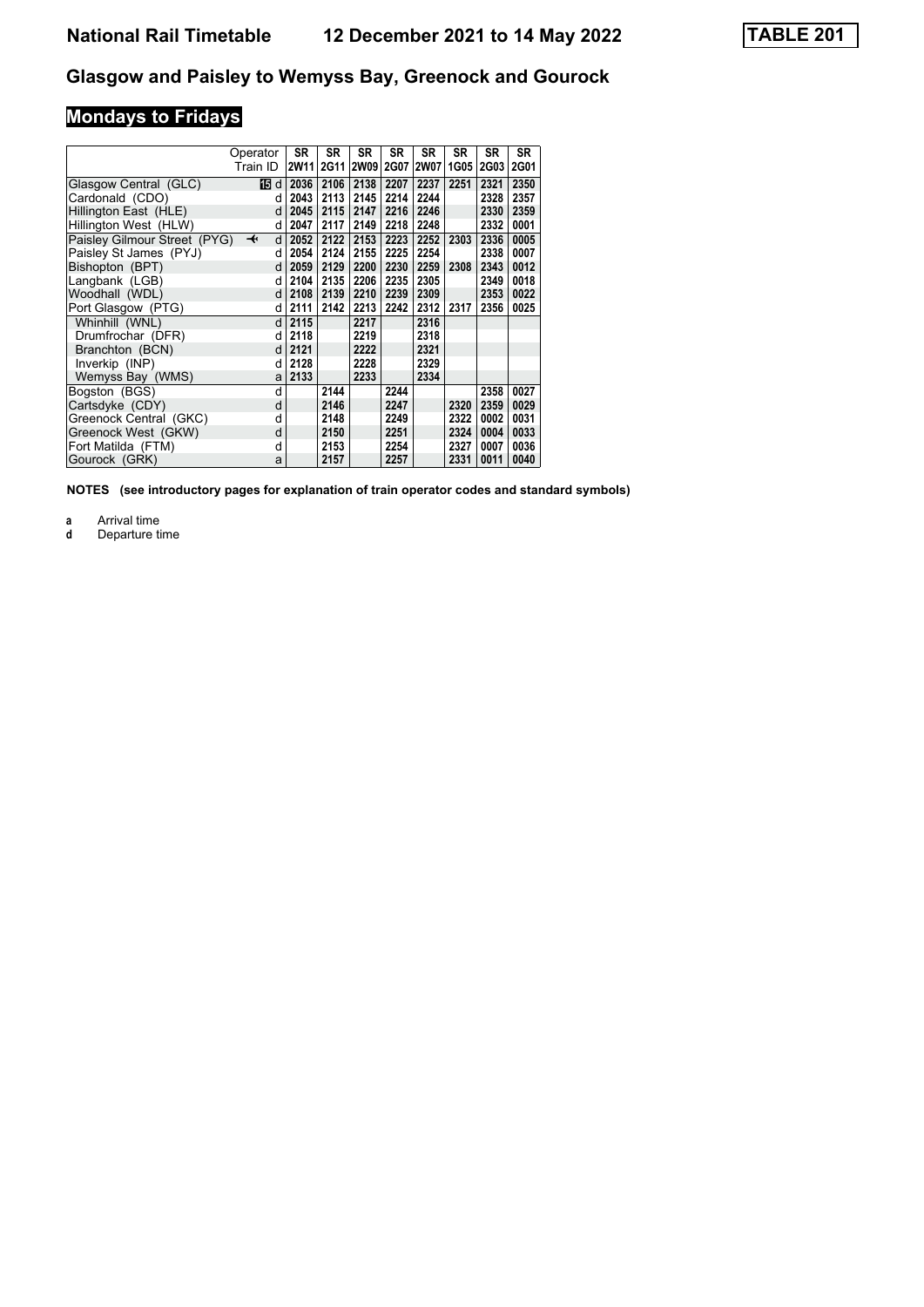# National Rail Timetable 12 December 2021 to 14 May 2022

**TABLE 201**

## Glasgow and Paisley to Wemyss Bay, Greenock and Gourock

### Mondays to Fridays

| | Operator | SR | SR | SR | SR | SR | SR | SR | SR |
|---|---|---|---|---|---|---|---|---|---|
| | Train ID | 2W11 | 2G11 | 2W09 | 2G07 | 2W07 | 1G05 | 2G03 | 2G01 |
| Glasgow Central (GLC) | 15 d | 2036 | 2106 | 2138 | 2207 | 2237 | 2251 | 2321 | 2350 |
| Cardonald (CDO) | d | 2043 | 2113 | 2145 | 2214 | 2244 | | 2328 | 2357 |
| Hillington East (HLE) | d | 2045 | 2115 | 2147 | 2216 | 2246 | | 2330 | 2359 |
| Hillington West (HLW) | d | 2047 | 2117 | 2149 | 2218 | 2248 | | 2332 | 0001 |
| Paisley Gilmour Street (PYG) ✈ | d | 2052 | 2122 | 2153 | 2223 | 2252 | 2303 | 2336 | 0005 |
| Paisley St James (PYJ) | d | 2054 | 2124 | 2155 | 2225 | 2254 | | 2338 | 0007 |
| Bishopton (BPT) | d | 2059 | 2129 | 2200 | 2230 | 2259 | 2308 | 2343 | 0012 |
| Langbank (LGB) | d | 2104 | 2135 | 2206 | 2235 | 2305 | | 2349 | 0018 |
| Woodhall (WDL) | d | 2108 | 2139 | 2210 | 2239 | 2309 | | 2353 | 0022 |
| Port Glasgow (PTG) | d | 2111 | 2142 | 2213 | 2242 | 2312 | 2317 | 2356 | 0025 |
| Whinhill (WNL) | d | 2115 | | 2217 | | 2316 | | | |
| Drumfrochar (DFR) | d | 2118 | | 2219 | | 2318 | | | |
| Branchton (BCN) | d | 2121 | | 2222 | | 2321 | | | |
| Inverkip (INP) | d | 2128 | | 2228 | | 2329 | | | |
| Wemyss Bay (WMS) | a | 2133 | | 2233 | | 2334 | | | |
| Bogston (BGS) | d | | 2144 | | 2244 | | | 2358 | 0027 |
| Cartsdyke (CDY) | d | | 2146 | | 2247 | | 2320 | 2359 | 0029 |
| Greenock Central (GKC) | d | | 2148 | | 2249 | | 2322 | 0002 | 0031 |
| Greenock West (GKW) | d | | 2150 | | 2251 | | 2324 | 0004 | 0033 |
| Fort Matilda (FTM) | d | | 2153 | | 2254 | | 2327 | 0007 | 0036 |
| Gourock (GRK) | a | | 2157 | | 2257 | | 2331 | 0011 | 0040 |

**NOTES (see introductory pages for explanation of train operator codes and standard symbols)**

**a** Arrival time
**d** Departure time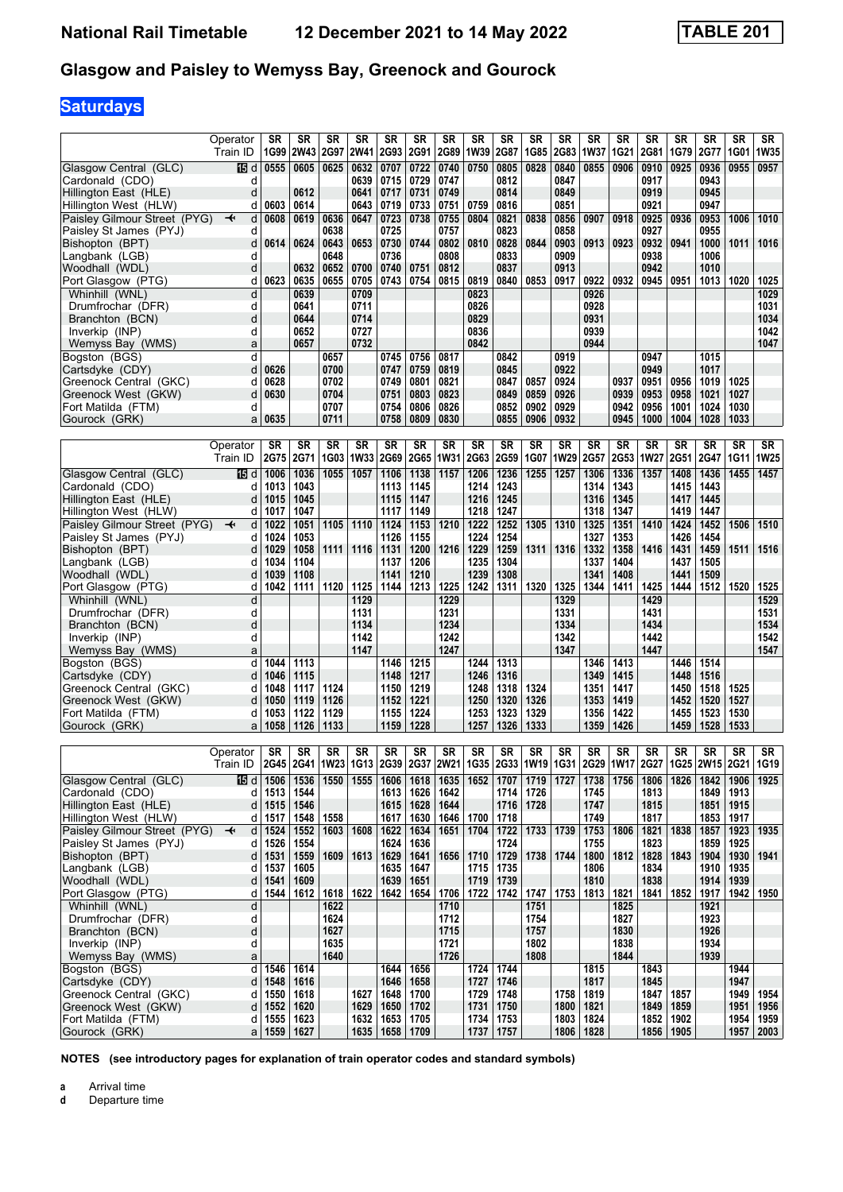# National Rail Timetable — 12 December 2021 to 14 May 2022 — TABLE 201

## Glasgow and Paisley to Wemyss Bay, Greenock and Gourock

### Saturdays

| Operator | | SR | SR | SR | SR | SR | SR | SR | SR | SR | SR | SR | SR | SR | SR | SR | SR | SR | SR |
|---|---|---|---|---|---|---|---|---|---|---|---|---|---|---|---|---|---|---|---|
| Train ID | | 1G99 | 2W43 | 2G97 | 2W41 | 2G93 | 2G91 | 2G89 | 1W39 | 2G87 | 1G85 | 2G83 | 1W37 | 1G21 | 2G81 | 1G79 | 2G77 | 1G01 | 1W35 |
| Glasgow Central (GLC) | 15 d | 0555 | 0605 | 0625 | 0632 | 0707 | 0722 | 0740 | 0750 | 0805 | 0828 | 0840 | 0855 | 0906 | 0910 | 0925 | 0936 | 0955 | 0957 |
| Cardonald (CDO) | d | | | | 0639 | 0715 | 0729 | 0747 | | 0812 | | 0847 | | | 0917 | | 0943 | | |
| Hillington East (HLE) | d | | 0612 | | 0641 | 0717 | 0731 | 0749 | | 0814 | | 0849 | | | 0919 | | 0945 | | |
| Hillington West (HLW) | d | 0603 | 0614 | | 0643 | 0719 | 0733 | 0751 | 0759 | 0816 | | 0851 | | | 0921 | | 0947 | | |
| Paisley Gilmour Street (PYG) ✈ | d | 0608 | 0619 | 0636 | 0647 | 0723 | 0738 | 0755 | 0804 | 0821 | 0838 | 0856 | 0907 | 0918 | 0925 | 0936 | 0953 | 1006 | 1010 |
| Paisley St James (PYJ) | d | | | 0638 | | 0725 | | 0757 | | 0823 | | 0858 | | | 0927 | | 0955 | | |
| Bishopton (BPT) | d | 0614 | 0624 | 0643 | 0653 | 0730 | 0744 | 0802 | 0810 | 0828 | 0844 | 0903 | 0913 | 0923 | 0932 | 0941 | 1000 | 1011 | 1016 |
| Langbank (LGB) | d | | | 0648 | | 0736 | | 0808 | | 0833 | | 0909 | | | 0938 | | 1006 | | |
| Woodhall (WDL) | d | | 0632 | 0652 | 0700 | 0740 | 0751 | 0812 | | 0837 | | 0913 | | | 0942 | | 1010 | | |
| Port Glasgow (PTG) | d | 0623 | 0635 | 0655 | 0705 | 0743 | 0754 | 0815 | 0819 | 0840 | 0853 | 0917 | 0922 | 0932 | 0945 | 0951 | 1013 | 1020 | 1025 |
| Whinhill (WNL) | d | | 0639 | | 0709 | | | | 0823 | | | | 0926 | | | | | | 1029 |
| Drumfrochar (DFR) | d | | 0641 | | 0711 | | | | 0826 | | | | 0928 | | | | | | 1031 |
| Branchton (BCN) | d | | 0644 | | 0714 | | | | 0829 | | | | 0931 | | | | | | 1034 |
| Inverkip (INP) | d | | 0652 | | 0727 | | | | 0836 | | | | 0939 | | | | | | 1042 |
| Wemyss Bay (WMS) | a | | 0657 | | 0732 | | | | 0842 | | | | 0944 | | | | | | 1047 |
| Bogston (BGS) | d | | | 0657 | | 0745 | 0756 | 0817 | | 0842 | | 0919 | | | 0947 | | 1015 | | |
| Cartsdyke (CDY) | d | 0626 | | 0700 | | 0747 | 0759 | 0819 | | 0845 | | 0922 | | | 0949 | | 1017 | | |
| Greenock Central (GKC) | d | 0628 | | 0702 | | 0749 | 0801 | 0821 | | 0847 | 0857 | 0924 | | 0937 | 0951 | 0956 | 1019 | 1025 | |
| Greenock West (GKW) | d | 0630 | | 0704 | | 0751 | 0803 | 0823 | | 0849 | 0859 | 0926 | | 0939 | 0953 | 0958 | 1021 | 1027 | |
| Fort Matilda (FTM) | d | | | 0707 | | 0754 | 0806 | 0826 | | 0852 | 0902 | 0929 | | 0942 | 0956 | 1001 | 1024 | 1030 | |
| Gourock (GRK) | a | 0635 | | 0711 | | 0758 | 0809 | 0830 | | 0855 | 0906 | 0932 | | 0945 | 1000 | 1004 | 1028 | 1033 | |

| Operator | | SR | SR | SR | SR | SR | SR | SR | SR | SR | SR | SR | SR | SR | SR | SR | SR | SR | SR |
|---|---|---|---|---|---|---|---|---|---|---|---|---|---|---|---|---|---|---|---|
| Train ID | | 2G75 | 2G71 | 1G03 | 1W33 | 2G69 | 2G65 | 1W31 | 2G63 | 2G59 | 1G07 | 1W29 | 2G57 | 2G53 | 1W27 | 2G51 | 2G47 | 1G11 | 1W25 |
| Glasgow Central (GLC) | 15 d | 1006 | 1036 | 1055 | 1057 | 1106 | 1138 | 1157 | 1206 | 1236 | 1255 | 1257 | 1306 | 1336 | 1357 | 1408 | 1436 | 1455 | 1457 |
| Cardonald (CDO) | d | 1013 | 1043 | | | 1113 | 1145 | | 1214 | 1243 | | | 1314 | 1343 | | 1415 | 1443 | | |
| Hillington East (HLE) | d | 1015 | 1045 | | | 1115 | 1147 | | 1216 | 1245 | | | 1316 | 1345 | | 1417 | 1445 | | |
| Hillington West (HLW) | d | 1017 | 1047 | | | 1117 | 1149 | | 1218 | 1247 | | | 1318 | 1347 | | 1419 | 1447 | | |
| Paisley Gilmour Street (PYG) ✈ | d | 1022 | 1051 | 1105 | 1110 | 1124 | 1153 | 1210 | 1222 | 1252 | 1305 | 1310 | 1325 | 1351 | 1410 | 1424 | 1452 | 1506 | 1510 |
| Paisley St James (PYJ) | d | 1024 | 1053 | | | 1126 | 1155 | | 1224 | 1254 | | | 1327 | 1353 | | 1426 | 1454 | | |
| Bishopton (BPT) | d | 1029 | 1058 | 1111 | 1116 | 1131 | 1200 | 1216 | 1229 | 1259 | 1311 | 1316 | 1332 | 1358 | 1416 | 1431 | 1459 | 1511 | 1516 |
| Langbank (LGB) | d | 1034 | 1104 | | | 1137 | 1206 | | 1235 | 1304 | | | 1337 | 1404 | | 1437 | 1505 | | |
| Woodhall (WDL) | d | 1039 | 1108 | | | 1141 | 1210 | | 1239 | 1308 | | | 1341 | 1408 | | 1441 | 1509 | | |
| Port Glasgow (PTG) | d | 1042 | 1111 | 1120 | 1125 | 1144 | 1213 | 1225 | 1242 | 1311 | 1320 | 1325 | 1344 | 1411 | 1425 | 1444 | 1512 | 1520 | 1525 |
| Whinhill (WNL) | d | | | | 1129 | | | 1229 | | | | 1329 | | | 1429 | | | | 1529 |
| Drumfrochar (DFR) | d | | | | 1131 | | | 1231 | | | | 1331 | | | 1431 | | | | 1531 |
| Branchton (BCN) | d | | | | 1134 | | | 1234 | | | | 1334 | | | 1434 | | | | 1534 |
| Inverkip (INP) | d | | | | 1142 | | | 1242 | | | | 1342 | | | 1442 | | | | 1542 |
| Wemyss Bay (WMS) | a | | | | 1147 | | | 1247 | | | | 1347 | | | 1447 | | | | 1547 |
| Bogston (BGS) | d | 1044 | 1113 | | | 1146 | 1215 | | 1244 | 1313 | | | 1346 | 1413 | | 1446 | 1514 | | |
| Cartsdyke (CDY) | d | 1046 | 1115 | | | 1148 | 1217 | | 1246 | 1316 | | | 1349 | 1415 | | 1448 | 1516 | | |
| Greenock Central (GKC) | d | 1048 | 1117 | 1124 | | 1150 | 1219 | | 1248 | 1318 | 1324 | | 1351 | 1417 | | 1450 | 1518 | 1525 | |
| Greenock West (GKW) | d | 1050 | 1119 | 1126 | | 1152 | 1221 | | 1250 | 1320 | 1326 | | 1353 | 1419 | | 1452 | 1520 | 1527 | |
| Fort Matilda (FTM) | d | 1053 | 1122 | 1129 | | 1155 | 1224 | | 1253 | 1323 | 1329 | | 1356 | 1422 | | 1455 | 1523 | 1530 | |
| Gourock (GRK) | a | 1058 | 1126 | 1133 | | 1159 | 1228 | | 1257 | 1326 | 1333 | | 1359 | 1426 | | 1459 | 1528 | 1533 | |

| Operator | | SR | SR | SR | SR | SR | SR | SR | SR | SR | SR | SR | SR | SR | SR | SR | SR | SR | SR |
|---|---|---|---|---|---|---|---|---|---|---|---|---|---|---|---|---|---|---|---|
| Train ID | | 2G45 | 2G41 | 1W23 | 1G13 | 2G39 | 2G37 | 2W21 | 1G35 | 2G33 | 1W19 | 1G31 | 2G29 | 1W17 | 2G27 | 1G25 | 2W15 | 2G21 | 1G19 |
| Glasgow Central (GLC) | 15 d | 1506 | 1536 | 1550 | 1555 | 1606 | 1618 | 1635 | 1652 | 1707 | 1719 | 1727 | 1738 | 1756 | 1806 | 1826 | 1842 | 1906 | 1925 |
| Cardonald (CDO) | d | 1513 | 1544 | | | 1613 | 1626 | 1642 | | 1714 | 1726 | | 1745 | | 1813 | | 1849 | 1913 | |
| Hillington East (HLE) | d | 1515 | 1546 | | | 1615 | 1628 | 1644 | | 1716 | 1728 | | 1747 | | 1815 | | 1851 | 1915 | |
| Hillington West (HLW) | d | 1517 | 1548 | 1558 | | 1617 | 1630 | 1646 | 1700 | 1718 | | | 1749 | | 1817 | | 1853 | 1917 | |
| Paisley Gilmour Street (PYG) ✈ | d | 1524 | 1552 | 1603 | 1608 | 1622 | 1634 | 1651 | 1704 | 1722 | 1733 | 1739 | 1753 | 1806 | 1821 | 1838 | 1857 | 1923 | 1935 |
| Paisley St James (PYJ) | d | 1526 | 1554 | | | 1624 | 1636 | | | 1724 | | | 1755 | | 1823 | | 1859 | 1925 | |
| Bishopton (BPT) | d | 1531 | 1559 | 1609 | 1613 | 1629 | 1641 | 1656 | 1710 | 1729 | 1738 | 1744 | 1800 | 1812 | 1828 | 1843 | 1904 | 1930 | 1941 |
| Langbank (LGB) | d | 1537 | 1605 | | | 1635 | 1647 | | 1715 | 1735 | | | 1806 | | 1834 | | 1910 | 1935 | |
| Woodhall (WDL) | d | 1541 | 1609 | | | 1639 | 1651 | | 1719 | 1739 | | | 1810 | | 1838 | | 1914 | 1939 | |
| Port Glasgow (PTG) | d | 1544 | 1612 | 1618 | 1622 | 1642 | 1654 | 1706 | 1722 | 1742 | 1747 | 1753 | 1813 | 1821 | 1841 | 1852 | 1917 | 1942 | 1950 |
| Whinhill (WNL) | d | | | 1622 | | | | 1710 | | | 1751 | | | 1825 | | | 1921 | | |
| Drumfrochar (DFR) | d | | | 1624 | | | | 1712 | | | 1754 | | | 1827 | | | 1923 | | |
| Branchton (BCN) | d | | | 1627 | | | | 1715 | | | 1757 | | | 1830 | | | 1926 | | |
| Inverkip (INP) | d | | | 1635 | | | | 1721 | | | 1802 | | | 1838 | | | 1934 | | |
| Wemyss Bay (WMS) | a | | | 1640 | | | | 1726 | | | 1808 | | | 1844 | | | 1939 | | |
| Bogston (BGS) | d | 1546 | 1614 | | | 1644 | 1656 | | 1724 | 1744 | | | 1815 | | 1843 | | | 1944 | |
| Cartsdyke (CDY) | d | 1548 | 1616 | | | 1646 | 1658 | | 1727 | 1746 | | | 1817 | | 1845 | | | 1947 | |
| Greenock Central (GKC) | d | 1550 | 1618 | | 1627 | 1648 | 1700 | | 1729 | 1748 | | 1758 | 1819 | | 1847 | 1857 | | 1949 | 1954 |
| Greenock West (GKW) | d | 1552 | 1620 | | 1629 | 1650 | 1702 | | 1731 | 1750 | | 1800 | 1821 | | 1849 | 1859 | | 1951 | 1956 |
| Fort Matilda (FTM) | d | 1555 | 1623 | | 1632 | 1653 | 1705 | | 1734 | 1753 | | 1803 | 1824 | | 1852 | 1902 | | 1954 | 1959 |
| Gourock (GRK) | a | 1559 | 1627 | | 1635 | 1658 | 1709 | | 1737 | 1757 | | 1806 | 1828 | | 1856 | 1905 | | 1957 | 2003 |

**NOTES (see introductory pages for explanation of train operator codes and standard symbols)**

**a** Arrival time
**d** Departure time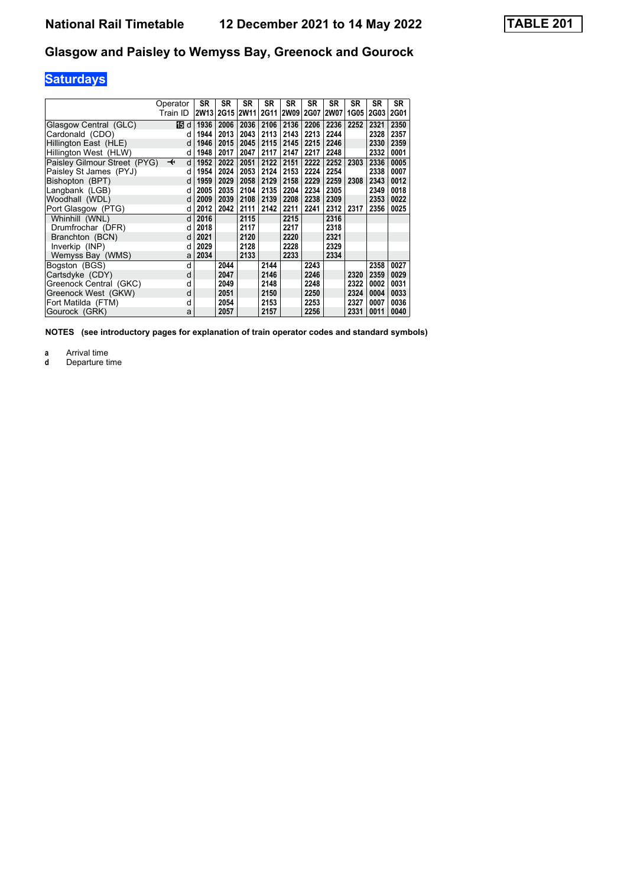# National Rail Timetable 12 December 2021 to 14 May 2022

**TABLE 201**

## Glasgow and Paisley to Wemyss Bay, Greenock and Gourock

### Saturdays

| Operator | | SR | SR | SR | SR | SR | SR | SR | SR | SR | SR |
|---|---|---|---|---|---|---|---|---|---|---|---|
| Train ID | | 2W13 | 2G15 | 2W11 | 2G11 | 2W09 | 2G07 | 2W07 | 1G05 | 2G03 | 2G01 |
| Glasgow Central (GLC) | 15 d | 1936 | 2006 | 2036 | 2106 | 2136 | 2206 | 2236 | 2252 | 2321 | 2350 |
| Cardonald (CDO) | d | 1944 | 2013 | 2043 | 2113 | 2143 | 2213 | 2244 | | 2328 | 2357 |
| Hillington East (HLE) | d | 1946 | 2015 | 2045 | 2115 | 2145 | 2215 | 2246 | | 2330 | 2359 |
| Hillington West (HLW) | d | 1948 | 2017 | 2047 | 2117 | 2147 | 2217 | 2248 | | 2332 | 0001 |
| Paisley Gilmour Street (PYG) ✈ | d | 1952 | 2022 | 2051 | 2122 | 2151 | 2222 | 2252 | 2303 | 2336 | 0005 |
| Paisley St James (PYJ) | d | 1954 | 2024 | 2053 | 2124 | 2153 | 2224 | 2254 | | 2338 | 0007 |
| Bishopton (BPT) | d | 1959 | 2029 | 2058 | 2129 | 2158 | 2229 | 2259 | 2308 | 2343 | 0012 |
| Langbank (LGB) | d | 2005 | 2035 | 2104 | 2135 | 2204 | 2234 | 2305 | | 2349 | 0018 |
| Woodhall (WDL) | d | 2009 | 2039 | 2108 | 2139 | 2208 | 2238 | 2309 | | 2353 | 0022 |
| Port Glasgow (PTG) | d | 2012 | 2042 | 2111 | 2142 | 2211 | 2241 | 2312 | 2317 | 2356 | 0025 |
| Whinhill (WNL) | d | 2016 | | 2115 | | 2215 | | 2316 | | | |
| Drumfrochar (DFR) | d | 2018 | | 2117 | | 2217 | | 2318 | | | |
| Branchton (BCN) | d | 2021 | | 2120 | | 2220 | | 2321 | | | |
| Inverkip (INP) | d | 2029 | | 2128 | | 2228 | | 2329 | | | |
| Wemyss Bay (WMS) | a | 2034 | | 2133 | | 2233 | | 2334 | | | |
| Bogston (BGS) | d | | 2044 | | 2144 | | 2243 | | | 2358 | 0027 |
| Cartsdyke (CDY) | d | | 2047 | | 2146 | | 2246 | | 2320 | 2359 | 0029 |
| Greenock Central (GKC) | d | | 2049 | | 2148 | | 2248 | | 2322 | 0002 | 0031 |
| Greenock West (GKW) | d | | 2051 | | 2150 | | 2250 | | 2324 | 0004 | 0033 |
| Fort Matilda (FTM) | d | | 2054 | | 2153 | | 2253 | | 2327 | 0007 | 0036 |
| Gourock (GRK) | a | | 2057 | | 2157 | | 2256 | | 2331 | 0011 | 0040 |

**NOTES (see introductory pages for explanation of train operator codes and standard symbols)**

**a** Arrival time
**d** Departure time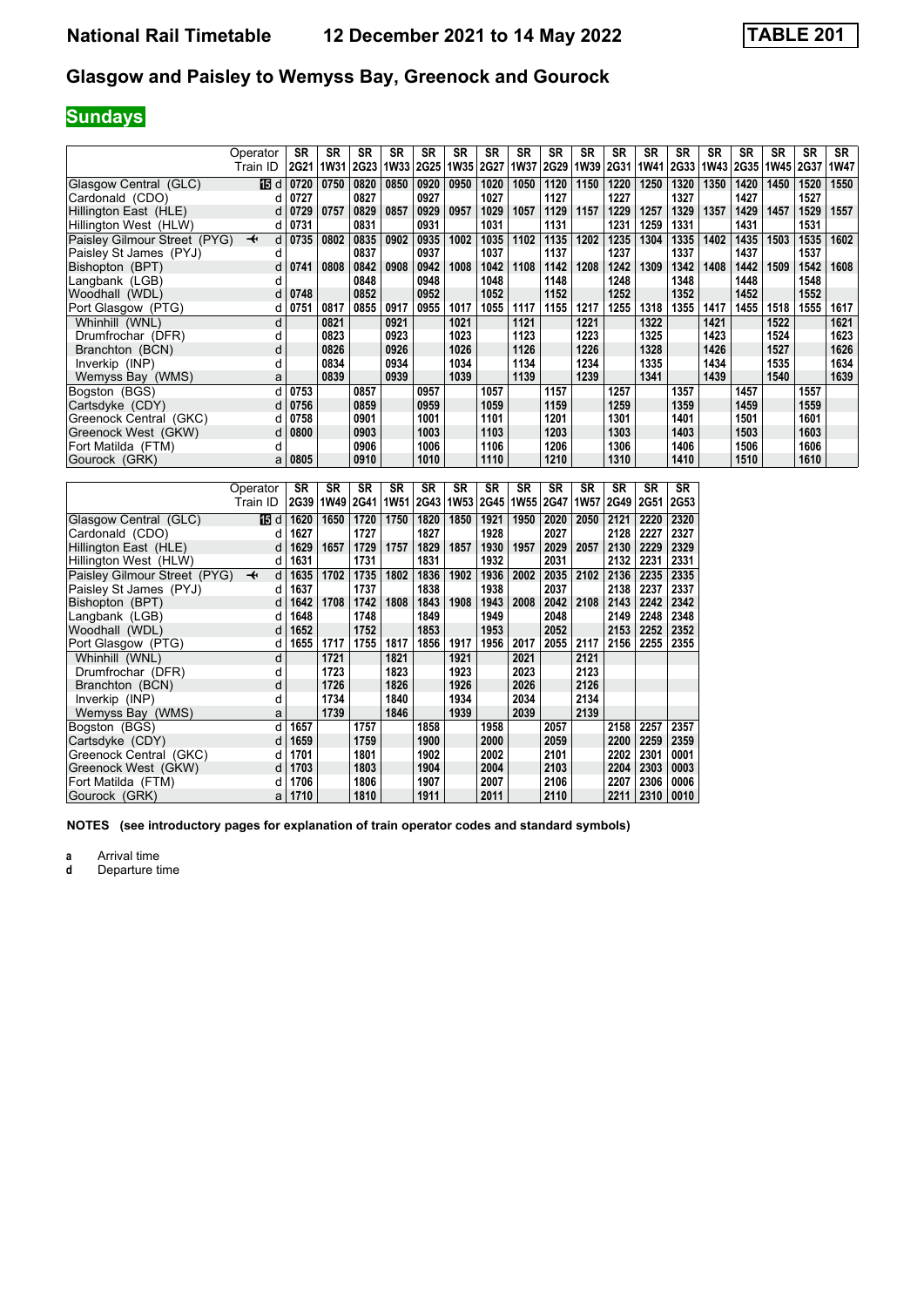# National Rail Timetable 12 December 2021 to 14 May 2022 TABLE 201

## Glasgow and Paisley to Wemyss Bay, Greenock and Gourock

**Sundays**

| | Operator | SR | SR | SR | SR | SR | SR | SR | SR | SR | SR | SR | SR | SR | SR | SR | SR | SR | SR |
|---|---|---|---|---|---|---|---|---|---|---|---|---|---|---|---|---|---|---|---|
| | Train ID | 2G21 | 1W31 | 2G23 | 1W33 | 2G25 | 1W35 | 2G27 | 1W37 | 2G29 | 1W39 | 2G31 | 1W41 | 2G33 | 1W43 | 2G35 | 1W45 | 2G37 | 1W47 |
| Glasgow Central (GLC) | 15 d | 0720 | 0750 | 0820 | 0850 | 0920 | 0950 | 1020 | 1050 | 1120 | 1150 | 1220 | 1250 | 1320 | 1350 | 1420 | 1450 | 1520 | 1550 |
| Cardonald (CDO) | d | 0727 | | 0827 | | 0927 | | 1027 | | 1127 | | 1227 | | 1327 | | 1427 | | 1527 | |
| Hillington East (HLE) | d | 0729 | 0757 | 0829 | 0857 | 0929 | 0957 | 1029 | 1057 | 1129 | 1157 | 1229 | 1257 | 1329 | 1357 | 1429 | 1457 | 1529 | 1557 |
| Hillington West (HLW) | d | 0731 | | 0831 | | 0931 | | 1031 | | 1131 | | 1231 | 1259 | 1331 | | 1431 | | 1531 | |
| Paisley Gilmour Street (PYG) ✈ | d | 0735 | 0802 | 0835 | 0902 | 0935 | 1002 | 1035 | 1102 | 1135 | 1202 | 1235 | 1304 | 1335 | 1402 | 1435 | 1503 | 1535 | 1602 |
| Paisley St James (PYJ) | d | | | 0837 | | 0937 | | 1037 | | 1137 | | 1237 | | 1337 | | 1437 | | 1537 | |
| Bishopton (BPT) | d | 0741 | 0808 | 0842 | 0908 | 0942 | 1008 | 1042 | 1108 | 1142 | 1208 | 1242 | 1309 | 1342 | 1408 | 1442 | 1509 | 1542 | 1608 |
| Langbank (LGB) | d | | | 0848 | | 0948 | | 1048 | | 1148 | | 1248 | | 1348 | | 1448 | | 1548 | |
| Woodhall (WDL) | d | 0748 | | 0852 | | 0952 | | 1052 | | 1152 | | 1252 | | 1352 | | 1452 | | 1552 | |
| Port Glasgow (PTG) | d | 0751 | 0817 | 0855 | 0917 | 0955 | 1017 | 1055 | 1117 | 1155 | 1217 | 1255 | 1318 | 1355 | 1417 | 1455 | 1518 | 1555 | 1617 |
| Whinhill (WNL) | d | | 0821 | | 0921 | | 1021 | | 1121 | | 1221 | | 1322 | | 1421 | | 1522 | | 1621 |
| Drumfrochar (DFR) | d | | 0823 | | 0923 | | 1023 | | 1123 | | 1223 | | 1325 | | 1423 | | 1524 | | 1623 |
| Branchton (BCN) | d | | 0826 | | 0926 | | 1026 | | 1126 | | 1226 | | 1328 | | 1426 | | 1527 | | 1626 |
| Inverkip (INP) | d | | 0834 | | 0934 | | 1034 | | 1134 | | 1234 | | 1335 | | 1434 | | 1535 | | 1634 |
| Wemyss Bay (WMS) | a | | 0839 | | 0939 | | 1039 | | 1139 | | 1239 | | 1341 | | 1439 | | 1540 | | 1639 |
| Bogston (BGS) | d | 0753 | | 0857 | | 0957 | | 1057 | | 1157 | | 1257 | | 1357 | | 1457 | | 1557 | |
| Cartsdyke (CDY) | d | 0756 | | 0859 | | 0959 | | 1059 | | 1159 | | 1259 | | 1359 | | 1459 | | 1559 | |
| Greenock Central (GKC) | d | 0758 | | 0901 | | 1001 | | 1101 | | 1201 | | 1301 | | 1401 | | 1501 | | 1601 | |
| Greenock West (GKW) | d | 0800 | | 0903 | | 1003 | | 1103 | | 1203 | | 1303 | | 1403 | | 1503 | | 1603 | |
| Fort Matilda (FTM) | d | | | 0906 | | 1006 | | 1106 | | 1206 | | 1306 | | 1406 | | 1506 | | 1606 | |
| Gourock (GRK) | a | 0805 | | 0910 | | 1010 | | 1110 | | 1210 | | 1310 | | 1410 | | 1510 | | 1610 | |

| | Operator | SR | SR | SR | SR | SR | SR | SR | SR | SR | SR | SR | SR | SR |
|---|---|---|---|---|---|---|---|---|---|---|---|---|---|---|
| | Train ID | 2G39 | 1W49 | 2G41 | 1W51 | 2G43 | 1W53 | 2G45 | 1W55 | 2G47 | 1W57 | 2G49 | 2G51 | 2G53 |
| Glasgow Central (GLC) | 15 d | 1620 | 1650 | 1720 | 1750 | 1820 | 1850 | 1921 | 1950 | 2020 | 2050 | 2121 | 2220 | 2320 |
| Cardonald (CDO) | d | 1627 | | 1727 | | 1827 | | 1928 | | 2027 | | 2128 | 2227 | 2327 |
| Hillington East (HLE) | d | 1629 | 1657 | 1729 | 1757 | 1829 | 1857 | 1930 | 1957 | 2029 | 2057 | 2130 | 2229 | 2329 |
| Hillington West (HLW) | d | 1631 | | 1731 | | 1831 | | 1932 | | 2031 | | 2132 | 2231 | 2331 |
| Paisley Gilmour Street (PYG) ✈ | d | 1635 | 1702 | 1735 | 1802 | 1836 | 1902 | 1936 | 2002 | 2035 | 2102 | 2136 | 2235 | 2335 |
| Paisley St James (PYJ) | d | 1637 | | 1737 | | 1838 | | 1938 | | 2037 | | 2138 | 2237 | 2337 |
| Bishopton (BPT) | d | 1642 | 1708 | 1742 | 1808 | 1843 | 1908 | 1943 | 2008 | 2042 | 2108 | 2143 | 2242 | 2342 |
| Langbank (LGB) | d | 1648 | | 1748 | | 1849 | | 1949 | | 2048 | | 2149 | 2248 | 2348 |
| Woodhall (WDL) | d | 1652 | | 1752 | | 1853 | | 1953 | | 2052 | | 2153 | 2252 | 2352 |
| Port Glasgow (PTG) | d | 1655 | 1717 | 1755 | 1817 | 1856 | 1917 | 1956 | 2017 | 2055 | 2117 | 2156 | 2255 | 2355 |
| Whinhill (WNL) | d | | 1721 | | 1821 | | 1921 | | 2021 | | 2121 | | | |
| Drumfrochar (DFR) | d | | 1723 | | 1823 | | 1923 | | 2023 | | 2123 | | | |
| Branchton (BCN) | d | | 1726 | | 1826 | | 1926 | | 2026 | | 2126 | | | |
| Inverkip (INP) | d | | 1734 | | 1840 | | 1934 | | 2034 | | 2134 | | | |
| Wemyss Bay (WMS) | a | | 1739 | | 1846 | | 1939 | | 2039 | | 2139 | | | |
| Bogston (BGS) | d | 1657 | | 1757 | | 1858 | | 1958 | | 2057 | | 2158 | 2257 | 2357 |
| Cartsdyke (CDY) | d | 1659 | | 1759 | | 1900 | | 2000 | | 2059 | | 2200 | 2259 | 2359 |
| Greenock Central (GKC) | d | 1701 | | 1801 | | 1902 | | 2002 | | 2101 | | 2202 | 2301 | 0001 |
| Greenock West (GKW) | d | 1703 | | 1803 | | 1904 | | 2004 | | 2103 | | 2204 | 2303 | 0003 |
| Fort Matilda (FTM) | d | 1706 | | 1806 | | 1907 | | 2007 | | 2106 | | 2207 | 2306 | 0006 |
| Gourock (GRK) | a | 1710 | | 1810 | | 1911 | | 2011 | | 2110 | | 2211 | 2310 | 0010 |

**NOTES (see introductory pages for explanation of train operator codes and standard symbols)**

**a** Arrival time
**d** Departure time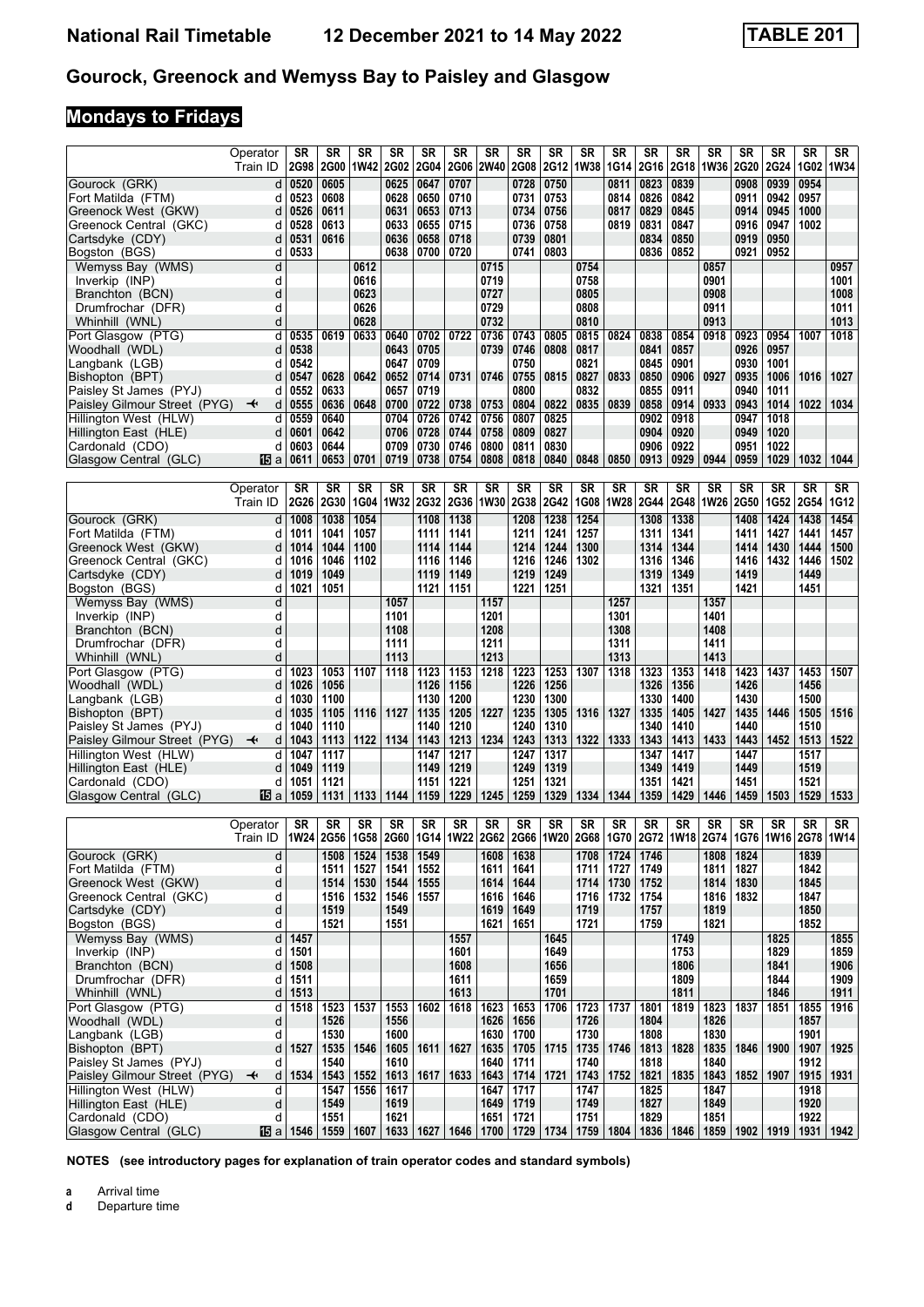# National Rail Timetable — 12 December 2021 to 14 May 2022 — TABLE 201

## Gourock, Greenock and Wemyss Bay to Paisley and Glasgow

## Mondays to Fridays

| Operator | | SR | SR | SR | SR | SR | SR | SR | SR | SR | SR | SR | SR | SR | SR | SR | SR | SR | SR |
|---|---|---|---|---|---|---|---|---|---|---|---|---|---|---|---|---|---|---|---|
| Train ID | | 2G98 | 2G00 | 1W42 | 2G02 | 2G04 | 2G06 | 2W40 | 2G08 | 2G12 | 1W38 | 1G14 | 2G16 | 2G18 | 1W36 | 2G20 | 2G24 | 1G02 | 1W34 |
| Gourock (GRK) | d | 0520 | 0605 | | 0625 | 0647 | 0707 | | 0728 | 0750 | | 0811 | 0823 | 0839 | | 0908 | 0939 | 0954 | |
| Fort Matilda (FTM) | d | 0523 | 0608 | | 0628 | 0650 | 0710 | | 0731 | 0753 | | 0814 | 0826 | 0842 | | 0911 | 0942 | 0957 | |
| Greenock West (GKW) | d | 0526 | 0611 | | 0631 | 0653 | 0713 | | 0734 | 0756 | | 0817 | 0829 | 0845 | | 0914 | 0945 | 1000 | |
| Greenock Central (GKC) | d | 0528 | 0613 | | 0633 | 0655 | 0715 | | 0736 | 0758 | | 0819 | 0831 | 0847 | | 0916 | 0947 | 1002 | |
| Cartsdyke (CDY) | d | 0531 | 0616 | | 0636 | 0658 | 0718 | | 0739 | 0801 | | | 0834 | 0850 | | 0919 | 0950 | | |
| Bogston (BGS) | d | 0533 | | | 0638 | 0700 | 0720 | | 0741 | 0803 | | | 0836 | 0852 | | 0921 | 0952 | | |
| Wemyss Bay (WMS) | d | | | 0612 | | | | 0715 | | | 0754 | | | | 0857 | | | | 0957 |
| Inverkip (INP) | d | | | 0616 | | | | 0719 | | | 0758 | | | | 0901 | | | | 1001 |
| Branchton (BCN) | d | | | 0623 | | | | 0727 | | | 0805 | | | | 0908 | | | | 1008 |
| Drumfrochar (DFR) | d | | | 0626 | | | | 0729 | | | 0808 | | | | 0911 | | | | 1011 |
| Whinhill (WNL) | d | | | 0628 | | | | 0732 | | | 0810 | | | | 0913 | | | | 1013 |
| Port Glasgow (PTG) | d | 0535 | 0619 | 0633 | 0640 | 0702 | 0722 | 0736 | 0743 | 0805 | 0815 | 0824 | 0838 | 0854 | 0918 | 0923 | 0954 | 1007 | 1018 |
| Woodhall (WDL) | d | 0538 | | | 0643 | 0705 | | 0739 | 0746 | 0808 | 0817 | | 0841 | 0857 | | 0926 | 0957 | | |
| Langbank (LGB) | d | 0542 | | | 0647 | 0709 | | | 0750 | | 0821 | | 0845 | 0901 | | 0930 | 1001 | | |
| Bishopton (BPT) | d | 0547 | 0628 | 0642 | 0652 | 0714 | 0731 | 0746 | 0755 | 0815 | 0827 | 0833 | 0850 | 0906 | 0927 | 0935 | 1006 | 1016 | 1027 |
| Paisley St James (PYJ) | d | 0552 | 0633 | | 0657 | 0719 | | | 0800 | | 0832 | | 0855 | 0911 | | 0940 | 1011 | | |
| Paisley Gilmour Street (PYG) | d | 0555 | 0636 | 0648 | 0700 | 0722 | 0738 | 0753 | 0804 | 0822 | 0835 | 0839 | 0858 | 0914 | 0933 | 0943 | 1014 | 1022 | 1034 |
| Hillington West (HLW) | d | 0559 | 0640 | | 0704 | 0726 | 0742 | 0756 | 0807 | 0825 | | | 0902 | 0918 | | 0947 | 1018 | | |
| Hillington East (HLE) | d | 0601 | 0642 | | 0706 | 0728 | 0744 | 0758 | 0809 | 0827 | | | 0904 | 0920 | | 0949 | 1020 | | |
| Cardonald (CDO) | d | 0603 | 0644 | | 0709 | 0730 | 0746 | 0800 | 0811 | 0830 | | | 0906 | 0922 | | 0951 | 1022 | | |
| Glasgow Central (GLC) | a | 0611 | 0653 | 0701 | 0719 | 0738 | 0754 | 0808 | 0818 | 0840 | 0848 | 0850 | 0913 | 0929 | 0944 | 0959 | 1029 | 1032 | 1044 |

| Operator | | SR | SR | SR | SR | SR | SR | SR | SR | SR | SR | SR | SR | SR | SR | SR | SR | SR | SR |
|---|---|---|---|---|---|---|---|---|---|---|---|---|---|---|---|---|---|---|---|
| Train ID | | 2G26 | 2G30 | 1G04 | 1W32 | 2G32 | 2G36 | 1W30 | 2G38 | 2G42 | 1G08 | 1W28 | 2G44 | 2G48 | 1W26 | 2G50 | 1G52 | 2G54 | 1G12 |
| Gourock (GRK) | d | 1008 | 1038 | 1054 | | 1108 | 1138 | | 1208 | 1238 | 1254 | | 1308 | 1338 | | 1408 | 1424 | 1438 | 1454 |
| Fort Matilda (FTM) | d | 1011 | 1041 | 1057 | | 1111 | 1141 | | 1211 | 1241 | 1257 | | 1311 | 1341 | | 1411 | 1427 | 1441 | 1457 |
| Greenock West (GKW) | d | 1014 | 1044 | 1100 | | 1114 | 1144 | | 1214 | 1244 | 1300 | | 1314 | 1344 | | 1414 | 1430 | 1444 | 1500 |
| Greenock Central (GKC) | d | 1016 | 1046 | 1102 | | 1116 | 1146 | | 1216 | 1246 | 1302 | | 1316 | 1346 | | 1416 | 1432 | 1446 | 1502 |
| Cartsdyke (CDY) | d | 1019 | 1049 | | | 1119 | 1149 | | 1219 | 1249 | | | 1319 | 1349 | | 1419 | | 1449 | |
| Bogston (BGS) | d | 1021 | 1051 | | | 1121 | 1151 | | 1221 | 1251 | | | 1321 | 1351 | | 1421 | | 1451 | |
| Wemyss Bay (WMS) | d | | | | 1057 | | | 1157 | | | | 1257 | | | 1357 | | | | |
| Inverkip (INP) | d | | | | 1101 | | | 1201 | | | | 1301 | | | 1401 | | | | |
| Branchton (BCN) | d | | | | 1108 | | | 1208 | | | | 1308 | | | 1408 | | | | |
| Drumfrochar (DFR) | d | | | | 1111 | | | 1211 | | | | 1311 | | | 1411 | | | | |
| Whinhill (WNL) | d | | | | 1113 | | | 1213 | | | | 1313 | | | 1413 | | | | |
| Port Glasgow (PTG) | d | 1023 | 1053 | 1107 | 1118 | 1123 | 1153 | 1218 | 1223 | 1253 | 1307 | 1318 | 1323 | 1353 | 1418 | 1423 | 1437 | 1453 | 1507 |
| Woodhall (WDL) | d | 1026 | 1056 | | | 1126 | 1156 | | 1226 | 1256 | | | 1326 | 1356 | | 1426 | | 1456 | |
| Langbank (LGB) | d | 1030 | 1100 | | | 1130 | 1200 | | 1230 | 1300 | | | 1330 | 1400 | | 1430 | | 1500 | |
| Bishopton (BPT) | d | 1035 | 1105 | 1116 | 1127 | 1135 | 1205 | 1227 | 1235 | 1305 | 1316 | 1327 | 1335 | 1405 | 1427 | 1435 | 1446 | 1505 | 1516 |
| Paisley St James (PYJ) | d | 1040 | 1110 | | | 1140 | 1210 | | 1240 | 1310 | | | 1340 | 1410 | | 1440 | | 1510 | |
| Paisley Gilmour Street (PYG) | d | 1043 | 1113 | 1122 | 1134 | 1143 | 1213 | 1234 | 1243 | 1313 | 1322 | 1333 | 1343 | 1413 | 1433 | 1443 | 1452 | 1513 | 1522 |
| Hillington West (HLW) | d | 1047 | 1117 | | | 1147 | 1217 | | 1247 | 1317 | | | 1347 | 1417 | | 1447 | | 1517 | |
| Hillington East (HLE) | d | 1049 | 1119 | | | 1149 | 1219 | | 1249 | 1319 | | | 1349 | 1419 | | 1449 | | 1519 | |
| Cardonald (CDO) | d | 1051 | 1121 | | | 1151 | 1221 | | 1251 | 1321 | | | 1351 | 1421 | | 1451 | | 1521 | |
| Glasgow Central (GLC) | a | 1059 | 1131 | 1133 | 1144 | 1159 | 1229 | 1245 | 1259 | 1329 | 1334 | 1344 | 1359 | 1429 | 1446 | 1459 | 1503 | 1529 | 1533 |

| Operator | | SR | SR | SR | SR | SR | SR | SR | SR | SR | SR | SR | SR | SR | SR | SR | SR | SR | SR |
|---|---|---|---|---|---|---|---|---|---|---|---|---|---|---|---|---|---|---|---|
| Train ID | | 1W24 | 2G56 | 1G58 | 2G60 | 1G14 | 1W22 | 2G62 | 2G66 | 1W20 | 2G68 | 1G70 | 2G72 | 1W18 | 2G74 | 1G76 | 1W16 | 2G78 | 1W14 |
| Gourock (GRK) | d | | 1508 | 1524 | 1538 | 1549 | | 1608 | 1638 | | 1708 | 1724 | 1746 | | 1808 | 1824 | | 1839 | |
| Fort Matilda (FTM) | d | | 1511 | 1527 | 1541 | 1552 | | 1611 | 1641 | | 1711 | 1727 | 1749 | | 1811 | 1827 | | 1842 | |
| Greenock West (GKW) | d | | 1514 | 1530 | 1544 | 1555 | | 1614 | 1644 | | 1714 | 1730 | 1752 | | 1814 | 1830 | | 1845 | |
| Greenock Central (GKC) | d | | 1516 | 1532 | 1546 | 1557 | | 1616 | 1646 | | 1716 | 1732 | 1754 | | 1816 | 1832 | | 1847 | |
| Cartsdyke (CDY) | d | | 1519 | | 1549 | | | 1619 | 1649 | | 1719 | | 1757 | | 1819 | | | 1850 | |
| Bogston (BGS) | d | | 1521 | | 1551 | | | 1621 | 1651 | | 1721 | | 1759 | | 1821 | | | 1852 | |
| Wemyss Bay (WMS) | d | 1457 | | | | | 1557 | | | 1645 | | | | 1749 | | | 1825 | | 1855 |
| Inverkip (INP) | d | 1501 | | | | | 1601 | | | 1649 | | | | 1753 | | | 1829 | | 1859 |
| Branchton (BCN) | d | 1508 | | | | | 1608 | | | 1656 | | | | 1806 | | | 1841 | | 1906 |
| Drumfrochar (DFR) | d | 1511 | | | | | 1611 | | | 1659 | | | | 1809 | | | 1844 | | 1909 |
| Whinhill (WNL) | d | 1513 | | | | | 1613 | | | 1701 | | | | 1811 | | | 1846 | | 1911 |
| Port Glasgow (PTG) | d | 1518 | 1523 | 1537 | 1553 | 1602 | 1618 | 1623 | 1653 | 1706 | 1723 | 1737 | 1801 | 1819 | 1823 | 1837 | 1851 | 1855 | 1916 |
| Woodhall (WDL) | d | | 1526 | | 1556 | | | 1626 | 1656 | | 1726 | | 1804 | | 1826 | | | 1857 | |
| Langbank (LGB) | d | | 1530 | | 1600 | | | 1630 | 1700 | | 1730 | | 1808 | | 1830 | | | 1901 | |
| Bishopton (BPT) | d | 1527 | 1535 | 1546 | 1605 | 1611 | 1627 | 1635 | 1705 | 1715 | 1735 | 1746 | 1813 | 1828 | 1835 | 1846 | 1900 | 1907 | 1925 |
| Paisley St James (PYJ) | d | | 1540 | | 1610 | | | 1640 | 1711 | | 1740 | | 1818 | | 1840 | | | 1912 | |
| Paisley Gilmour Street (PYG) | d | 1534 | 1543 | 1552 | 1613 | 1617 | 1633 | 1643 | 1714 | 1721 | 1743 | 1752 | 1821 | 1835 | 1843 | 1852 | 1907 | 1915 | 1931 |
| Hillington West (HLW) | d | | 1547 | 1556 | 1617 | | | 1647 | 1717 | | 1747 | | 1825 | | 1847 | | | 1918 | |
| Hillington East (HLE) | d | | 1549 | | 1619 | | | 1649 | 1719 | | 1749 | | 1827 | | 1849 | | | 1920 | |
| Cardonald (CDO) | d | | 1551 | | 1621 | | | 1651 | 1721 | | 1751 | | 1829 | | 1851 | | | 1922 | |
| Glasgow Central (GLC) | a | 1546 | 1559 | 1607 | 1633 | 1627 | 1646 | 1700 | 1729 | 1734 | 1759 | 1804 | 1836 | 1846 | 1859 | 1902 | 1919 | 1931 | 1942 |

**NOTES (see introductory pages for explanation of train operator codes and standard symbols)**

**a** Arrival time
**d** Departure time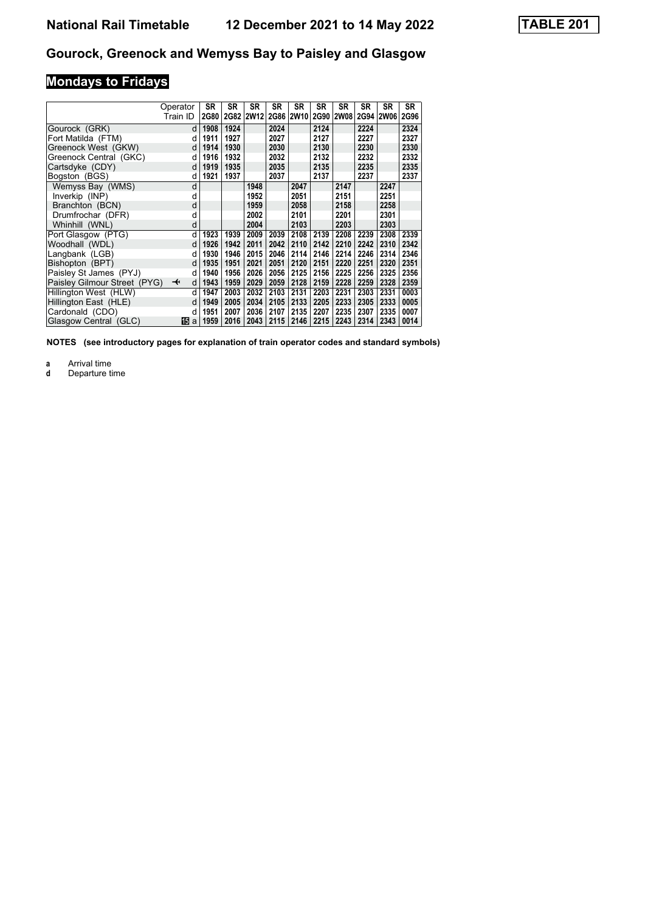# National Rail Timetable 12 December 2021 to 14 May 2022 TABLE 201

## Gourock, Greenock and Wemyss Bay to Paisley and Glasgow

### Mondays to Fridays

| Operator | | SR | SR | SR | SR | SR | SR | SR | SR | SR | SR |
|---|---|---|---|---|---|---|---|---|---|---|---|
| Train ID | | 2G80 | 2G82 | 2W12 | 2G86 | 2W10 | 2G90 | 2W08 | 2G94 | 2W06 | 2G96 |
| Gourock (GRK) | d | 1908 | 1924 | | 2024 | | 2124 | | 2224 | | 2324 |
| Fort Matilda (FTM) | d | 1911 | 1927 | | 2027 | | 2127 | | 2227 | | 2327 |
| Greenock West (GKW) | d | 1914 | 1930 | | 2030 | | 2130 | | 2230 | | 2330 |
| Greenock Central (GKC) | d | 1916 | 1932 | | 2032 | | 2132 | | 2232 | | 2332 |
| Cartsdyke (CDY) | d | 1919 | 1935 | | 2035 | | 2135 | | 2235 | | 2335 |
| Bogston (BGS) | d | 1921 | 1937 | | 2037 | | 2137 | | 2237 | | 2337 |
| Wemyss Bay (WMS) | d | | | 1948 | | 2047 | | 2147 | | 2247 | |
| Inverkip (INP) | d | | | 1952 | | 2051 | | 2151 | | 2251 | |
| Branchton (BCN) | d | | | 1959 | | 2058 | | 2158 | | 2258 | |
| Drumfrochar (DFR) | d | | | 2002 | | 2101 | | 2201 | | 2301 | |
| Whinhill (WNL) | d | | | 2004 | | 2103 | | 2203 | | 2303 | |
| Port Glasgow (PTG) | d | 1923 | 1939 | 2009 | 2039 | 2108 | 2139 | 2208 | 2239 | 2308 | 2339 |
| Woodhall (WDL) | d | 1926 | 1942 | 2011 | 2042 | 2110 | 2142 | 2210 | 2242 | 2310 | 2342 |
| Langbank (LGB) | d | 1930 | 1946 | 2015 | 2046 | 2114 | 2146 | 2214 | 2246 | 2314 | 2346 |
| Bishopton (BPT) | d | 1935 | 1951 | 2021 | 2051 | 2120 | 2151 | 2220 | 2251 | 2320 | 2351 |
| Paisley St James (PYJ) | d | 1940 | 1956 | 2026 | 2056 | 2125 | 2156 | 2225 | 2256 | 2325 | 2356 |
| Paisley Gilmour Street (PYG) ✈ | d | 1943 | 1959 | 2029 | 2059 | 2128 | 2159 | 2228 | 2259 | 2328 | 2359 |
| Hillington West (HLW) | d | 1947 | 2003 | 2032 | 2103 | 2131 | 2203 | 2231 | 2303 | 2331 | 0003 |
| Hillington East (HLE) | d | 1949 | 2005 | 2034 | 2105 | 2133 | 2205 | 2233 | 2305 | 2333 | 0005 |
| Cardonald (CDO) | d | 1951 | 2007 | 2036 | 2107 | 2135 | 2207 | 2235 | 2307 | 2335 | 0007 |
| Glasgow Central (GLC) 15 | a | 1959 | 2016 | 2043 | 2115 | 2146 | 2215 | 2243 | 2314 | 2343 | 0014 |

**NOTES (see introductory pages for explanation of train operator codes and standard symbols)**

**a** Arrival time
**d** Departure time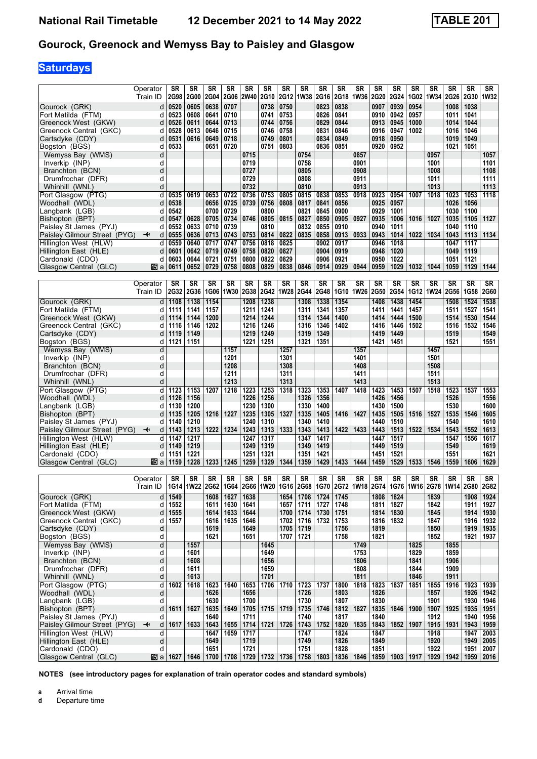# National Rail Timetable 12 December 2021 to 14 May 2022 TABLE 201

## Gourock, Greenock and Wemyss Bay to Paisley and Glasgow

## Saturdays

| | | SR | SR | SR | SR | SR | SR | SR | SR | SR | SR | SR | SR | SR | SR | SR | SR | SR | SR |
|---|---|---|---|---|---|---|---|---|---|---|---|---|---|---|---|---|---|---|---|
| Operator / Train ID | | 2G98 | 2G00 | 2G04 | 2G06 | 2W40 | 2G10 | 2G12 | 1W38 | 2G16 | 2G18 | 1W36 | 2G20 | 2G24 | 1G02 | 1W34 | 2G26 | 2G30 | 1W32 |
| Gourock (GRK) | d | 0520 | 0605 | 0638 | 0707 | | 0738 | 0750 | | 0823 | 0838 | | 0907 | 0939 | 0954 | | 1008 | 1038 | |
| Fort Matilda (FTM) | d | 0523 | 0608 | 0641 | 0710 | | 0741 | 0753 | | 0826 | 0841 | | 0910 | 0942 | 0957 | | 1011 | 1041 | |
| Greenock West (GKW) | d | 0526 | 0611 | 0644 | 0713 | | 0744 | 0756 | | 0829 | 0844 | | 0913 | 0945 | 1000 | | 1014 | 1044 | |
| Greenock Central (GKC) | d | 0528 | 0613 | 0646 | 0715 | | 0746 | 0758 | | 0831 | 0846 | | 0916 | 0947 | 1002 | | 1016 | 1046 | |
| Cartsdyke (CDY) | d | 0531 | 0616 | 0649 | 0718 | | 0749 | 0801 | | 0834 | 0849 | | 0918 | 0950 | | | 1019 | 1049 | |
| Bogston (BGS) | d | 0533 | | 0651 | 0720 | | 0751 | 0803 | | 0836 | 0851 | | 0920 | 0952 | | | 1021 | 1051 | |
| Wemyss Bay (WMS) | d | | | | | 0715 | | | 0754 | | | 0857 | | | | 0957 | | | 1057 |
| Inverkip (INP) | d | | | | | 0719 | | | 0758 | | | 0901 | | | | 1001 | | | 1101 |
| Branchton (BCN) | d | | | | | 0727 | | | 0805 | | | 0908 | | | | 1008 | | | 1108 |
| Drumfrochar (DFR) | d | | | | | 0729 | | | 0808 | | | 0911 | | | | 1011 | | | 1111 |
| Whinhill (WNL) | d | | | | | 0732 | | | 0810 | | | 0913 | | | | 1013 | | | 1113 |
| Port Glasgow (PTG) | d | 0535 | 0619 | 0653 | 0722 | 0736 | 0753 | 0805 | 0815 | 0838 | 0853 | 0918 | 0923 | 0954 | 1007 | 1018 | 1023 | 1053 | 1118 |
| Woodhall (WDL) | d | 0538 | | 0656 | 0725 | 0739 | 0756 | 0808 | 0817 | 0841 | 0856 | | 0925 | 0957 | | | 1026 | 1056 | |
| Langbank (LGB) | d | 0542 | | 0700 | 0729 | | 0800 | | 0821 | 0845 | 0900 | | 0929 | 1001 | | | 1030 | 1100 | |
| Bishopton (BPT) | d | 0547 | 0628 | 0705 | 0734 | 0746 | 0805 | 0815 | 0827 | 0850 | 0905 | 0927 | 0935 | 1006 | 1016 | 1027 | 1035 | 1105 | 1127 |
| Paisley St James (PYJ) | d | 0552 | 0633 | 0710 | 0739 | | 0810 | | 0832 | 0855 | 0910 | | 0940 | 1011 | | | 1040 | 1110 | |
| Paisley Gilmour Street (PYG) ✈ | d | 0555 | 0636 | 0713 | 0743 | 0753 | 0814 | 0822 | 0835 | 0858 | 0913 | 0933 | 0943 | 1014 | 1022 | 1034 | 1043 | 1113 | 1134 |
| Hillington West (HLW) | d | 0559 | 0640 | 0717 | 0747 | 0756 | 0818 | 0825 | | 0902 | 0917 | | 0946 | 1018 | | | 1047 | 1117 | |
| Hillington East (HLE) | d | 0601 | 0642 | 0719 | 0749 | 0758 | 0820 | 0827 | | 0904 | 0919 | | 0948 | 1020 | | | 1049 | 1119 | |
| Cardonald (CDO) | d | 0603 | 0644 | 0721 | 0751 | 0800 | 0822 | 0829 | | 0906 | 0921 | | 0950 | 1022 | | | 1051 | 1121 | |
| Glasgow Central (GLC) 15 | a | 0611 | 0652 | 0729 | 0758 | 0808 | 0829 | 0838 | 0846 | 0914 | 0929 | 0944 | 0959 | 1029 | 1032 | 1044 | 1059 | 1129 | 1144 |

| | | SR | SR | SR | SR | SR | SR | SR | SR | SR | SR | SR | SR | SR | SR | SR | SR | SR | SR |
|---|---|---|---|---|---|---|---|---|---|---|---|---|---|---|---|---|---|---|---|
| Operator / Train ID | | 2G32 | 2G36 | 1G06 | 1W30 | 2G38 | 2G42 | 1W28 | 2G44 | 2G48 | 1G10 | 1W26 | 2G50 | 2G54 | 1G12 | 1W24 | 2G56 | 1G58 | 2G60 |
| Gourock (GRK) | d | 1108 | 1138 | 1154 | | 1208 | 1238 | | 1308 | 1338 | 1354 | | 1408 | 1438 | 1454 | | 1508 | 1524 | 1538 |
| Fort Matilda (FTM) | d | 1111 | 1141 | 1157 | | 1211 | 1241 | | 1311 | 1341 | 1357 | | 1411 | 1441 | 1457 | | 1511 | 1527 | 1541 |
| Greenock West (GKW) | d | 1114 | 1144 | 1200 | | 1214 | 1244 | | 1314 | 1344 | 1400 | | 1414 | 1444 | 1500 | | 1514 | 1530 | 1544 |
| Greenock Central (GKC) | d | 1116 | 1146 | 1202 | | 1216 | 1246 | | 1316 | 1346 | 1402 | | 1416 | 1446 | 1502 | | 1516 | 1532 | 1546 |
| Cartsdyke (CDY) | d | 1119 | 1149 | | | 1219 | 1249 | | 1319 | 1349 | | | 1419 | 1449 | | | 1519 | | 1549 |
| Bogston (BGS) | d | 1121 | 1151 | | | 1221 | 1251 | | 1321 | 1351 | | | 1421 | 1451 | | | 1521 | | 1551 |
| Wemyss Bay (WMS) | d | | | | 1157 | | | 1257 | | | | 1357 | | | | 1457 | | | |
| Inverkip (INP) | d | | | | 1201 | | | 1301 | | | | 1401 | | | | 1501 | | | |
| Branchton (BCN) | d | | | | 1208 | | | 1308 | | | | 1408 | | | | 1508 | | | |
| Drumfrochar (DFR) | d | | | | 1211 | | | 1311 | | | | 1411 | | | | 1511 | | | |
| Whinhill (WNL) | d | | | | 1213 | | | 1313 | | | | 1413 | | | | 1513 | | | |
| Port Glasgow (PTG) | d | 1123 | 1153 | 1207 | 1218 | 1223 | 1253 | 1318 | 1323 | 1353 | 1407 | 1418 | 1423 | 1453 | 1507 | 1518 | 1523 | 1537 | 1553 |
| Woodhall (WDL) | d | 1126 | 1156 | | | 1226 | 1256 | | 1326 | 1356 | | | 1426 | 1456 | | | 1526 | | 1556 |
| Langbank (LGB) | d | 1130 | 1200 | | | 1230 | 1300 | | 1330 | 1400 | | | 1430 | 1500 | | | 1530 | | 1600 |
| Bishopton (BPT) | d | 1135 | 1205 | 1216 | 1227 | 1235 | 1305 | 1327 | 1335 | 1405 | 1416 | 1427 | 1435 | 1505 | 1516 | 1527 | 1535 | 1546 | 1605 |
| Paisley St James (PYJ) | d | 1140 | 1210 | | | 1240 | 1310 | | 1340 | 1410 | | | 1440 | 1510 | | | 1540 | | 1610 |
| Paisley Gilmour Street (PYG) ✈ | d | 1143 | 1213 | 1222 | 1234 | 1243 | 1313 | 1333 | 1343 | 1413 | 1422 | 1433 | 1443 | 1513 | 1522 | 1534 | 1543 | 1552 | 1613 |
| Hillington West (HLW) | d | 1147 | 1217 | | | 1247 | 1317 | | 1347 | 1417 | | | 1447 | 1517 | | | 1547 | 1556 | 1617 |
| Hillington East (HLE) | d | 1149 | 1219 | | | 1249 | 1319 | | 1349 | 1419 | | | 1449 | 1519 | | | 1549 | | 1619 |
| Cardonald (CDO) | d | 1151 | 1221 | | | 1251 | 1321 | | 1351 | 1421 | | | 1451 | 1521 | | | 1551 | | 1621 |
| Glasgow Central (GLC) 15 | a | 1159 | 1228 | 1233 | 1245 | 1259 | 1329 | 1344 | 1359 | 1429 | 1433 | 1444 | 1459 | 1529 | 1533 | 1546 | 1559 | 1606 | 1629 |

| | | SR | SR | SR | SR | SR | SR | SR | SR | SR | SR | SR | SR | SR | SR | SR | SR | SR | SR |
|---|---|---|---|---|---|---|---|---|---|---|---|---|---|---|---|---|---|---|---|
| Operator / Train ID | | 1G14 | 1W22 | 2G62 | 1G64 | 2G66 | 1W20 | 1G16 | 2G68 | 1G70 | 2G72 | 1W18 | 2G74 | 1G76 | 1W16 | 2G78 | 1W14 | 2G80 | 2G82 |
| Gourock (GRK) | d | 1549 | | 1608 | 1627 | 1638 | | 1654 | 1708 | 1724 | 1745 | | 1808 | 1824 | | 1839 | | 1908 | 1924 |
| Fort Matilda (FTM) | d | 1552 | | 1611 | 1630 | 1641 | | 1657 | 1711 | 1727 | 1748 | | 1811 | 1827 | | 1842 | | 1911 | 1927 |
| Greenock West (GKW) | d | 1555 | | 1614 | 1633 | 1644 | | 1700 | 1714 | 1730 | 1751 | | 1814 | 1830 | | 1845 | | 1914 | 1930 |
| Greenock Central (GKC) | d | 1557 | | 1616 | 1635 | 1646 | | 1702 | 1716 | 1732 | 1753 | | 1816 | 1832 | | 1847 | | 1916 | 1932 |
| Cartsdyke (CDY) | d | | | 1619 | | 1649 | | 1705 | 1719 | | 1756 | | 1819 | | | 1850 | | 1919 | 1935 |
| Bogston (BGS) | d | | | 1621 | | 1651 | | 1707 | 1721 | | 1758 | | 1821 | | | 1852 | | 1921 | 1937 |
| Wemyss Bay (WMS) | d | | 1557 | | | | 1645 | | | | | 1749 | | | 1825 | | 1855 | | |
| Inverkip (INP) | d | | 1601 | | | | 1649 | | | | | 1753 | | | 1829 | | 1859 | | |
| Branchton (BCN) | d | | 1608 | | | | 1656 | | | | | 1806 | | | 1841 | | 1906 | | |
| Drumfrochar (DFR) | d | | 1611 | | | | 1659 | | | | | 1808 | | | 1844 | | 1909 | | |
| Whinhill (WNL) | d | | 1613 | | | | 1701 | | | | | 1811 | | | 1846 | | 1911 | | |
| Port Glasgow (PTG) | d | 1602 | 1618 | 1623 | 1640 | 1653 | 1706 | 1710 | 1723 | 1737 | 1800 | 1818 | 1823 | 1837 | 1851 | 1855 | 1916 | 1923 | 1939 |
| Woodhall (WDL) | d | | | 1626 | | 1656 | | | 1726 | | 1803 | | 1826 | | | 1857 | | 1926 | 1942 |
| Langbank (LGB) | d | | | 1630 | | 1700 | | | 1730 | | 1807 | | 1830 | | | 1901 | | 1930 | 1946 |
| Bishopton (BPT) | d | 1611 | 1627 | 1635 | 1649 | 1705 | 1715 | 1719 | 1735 | 1746 | 1812 | 1827 | 1835 | 1846 | 1900 | 1907 | 1925 | 1935 | 1951 |
| Paisley St James (PYJ) | d | | | 1640 | | 1711 | | | 1740 | | 1817 | | 1840 | | | 1912 | | 1940 | 1956 |
| Paisley Gilmour Street (PYG) ✈ | d | 1617 | 1633 | 1643 | 1655 | 1714 | 1721 | 1726 | 1743 | 1752 | 1820 | 1835 | 1843 | 1852 | 1907 | 1915 | 1931 | 1943 | 1959 |
| Hillington West (HLW) | d | | | 1647 | 1659 | 1717 | | | 1747 | | 1824 | | 1847 | | | 1918 | | 1947 | 2003 |
| Hillington East (HLE) | d | | | 1649 | | 1719 | | | 1749 | | 1826 | | 1849 | | | 1920 | | 1949 | 2005 |
| Cardonald (CDO) | d | | | 1651 | | 1721 | | | 1751 | | 1828 | | 1851 | | | 1922 | | 1951 | 2007 |
| Glasgow Central (GLC) 15 | a | 1627 | 1646 | 1700 | 1708 | 1729 | 1732 | 1736 | 1758 | 1803 | 1836 | 1846 | 1859 | 1903 | 1917 | 1929 | 1942 | 1959 | 2016 |

**NOTES (see introductory pages for explanation of train operator codes and standard symbols)**

**a** Arrival time
**d** Departure time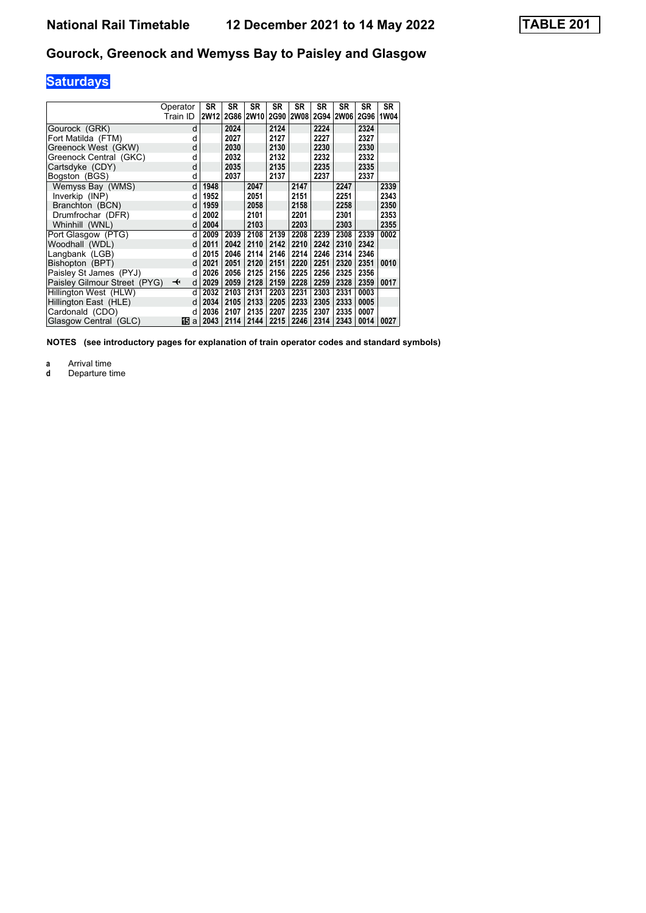# National Rail Timetable 12 December 2021 to 14 May 2022 TABLE 201

## Gourock, Greenock and Wemyss Bay to Paisley and Glasgow

### Saturdays

| | Operator | SR | SR | SR | SR | SR | SR | SR | SR | SR |
|---|---|---|---|---|---|---|---|---|---|---|
| | Train ID | 2W12 | 2G86 | 2W10 | 2G90 | 2W08 | 2G94 | 2W06 | 2G96 | 1W04 |
| Gourock (GRK) | d | | 2024 | | 2124 | | 2224 | | 2324 | |
| Fort Matilda (FTM) | d | | 2027 | | 2127 | | 2227 | | 2327 | |
| Greenock West (GKW) | d | | 2030 | | 2130 | | 2230 | | 2330 | |
| Greenock Central (GKC) | d | | 2032 | | 2132 | | 2232 | | 2332 | |
| Cartsdyke (CDY) | d | | 2035 | | 2135 | | 2235 | | 2335 | |
| Bogston (BGS) | d | | 2037 | | 2137 | | 2237 | | 2337 | |
| Wemyss Bay (WMS) | d | 1948 | | 2047 | | 2147 | | 2247 | | 2339 |
| Inverkip (INP) | d | 1952 | | 2051 | | 2151 | | 2251 | | 2343 |
| Branchton (BCN) | d | 1959 | | 2058 | | 2158 | | 2258 | | 2350 |
| Drumfrochar (DFR) | d | 2002 | | 2101 | | 2201 | | 2301 | | 2353 |
| Whinhill (WNL) | d | 2004 | | 2103 | | 2203 | | 2303 | | 2355 |
| Port Glasgow (PTG) | d | 2009 | 2039 | 2108 | 2139 | 2208 | 2239 | 2308 | 2339 | 0002 |
| Woodhall (WDL) | d | 2011 | 2042 | 2110 | 2142 | 2210 | 2242 | 2310 | 2342 | |
| Langbank (LGB) | d | 2015 | 2046 | 2114 | 2146 | 2214 | 2246 | 2314 | 2346 | |
| Bishopton (BPT) | d | 2021 | 2051 | 2120 | 2151 | 2220 | 2251 | 2320 | 2351 | 0010 |
| Paisley St James (PYJ) | d | 2026 | 2056 | 2125 | 2156 | 2225 | 2256 | 2325 | 2356 | |
| Paisley Gilmour Street (PYG) ✈ | d | 2029 | 2059 | 2128 | 2159 | 2228 | 2259 | 2328 | 2359 | 0017 |
| Hillington West (HLW) | d | 2032 | 2103 | 2131 | 2203 | 2231 | 2303 | 2331 | 0003 | |
| Hillington East (HLE) | d | 2034 | 2105 | 2133 | 2205 | 2233 | 2305 | 2333 | 0005 | |
| Cardonald (CDO) | d | 2036 | 2107 | 2135 | 2207 | 2235 | 2307 | 2335 | 0007 | |
| Glasgow Central (GLC) 15 | a | 2043 | 2114 | 2144 | 2215 | 2246 | 2314 | 2343 | 0014 | 0027 |

**NOTES (see introductory pages for explanation of train operator codes and standard symbols)**

**a** Arrival time
**d** Departure time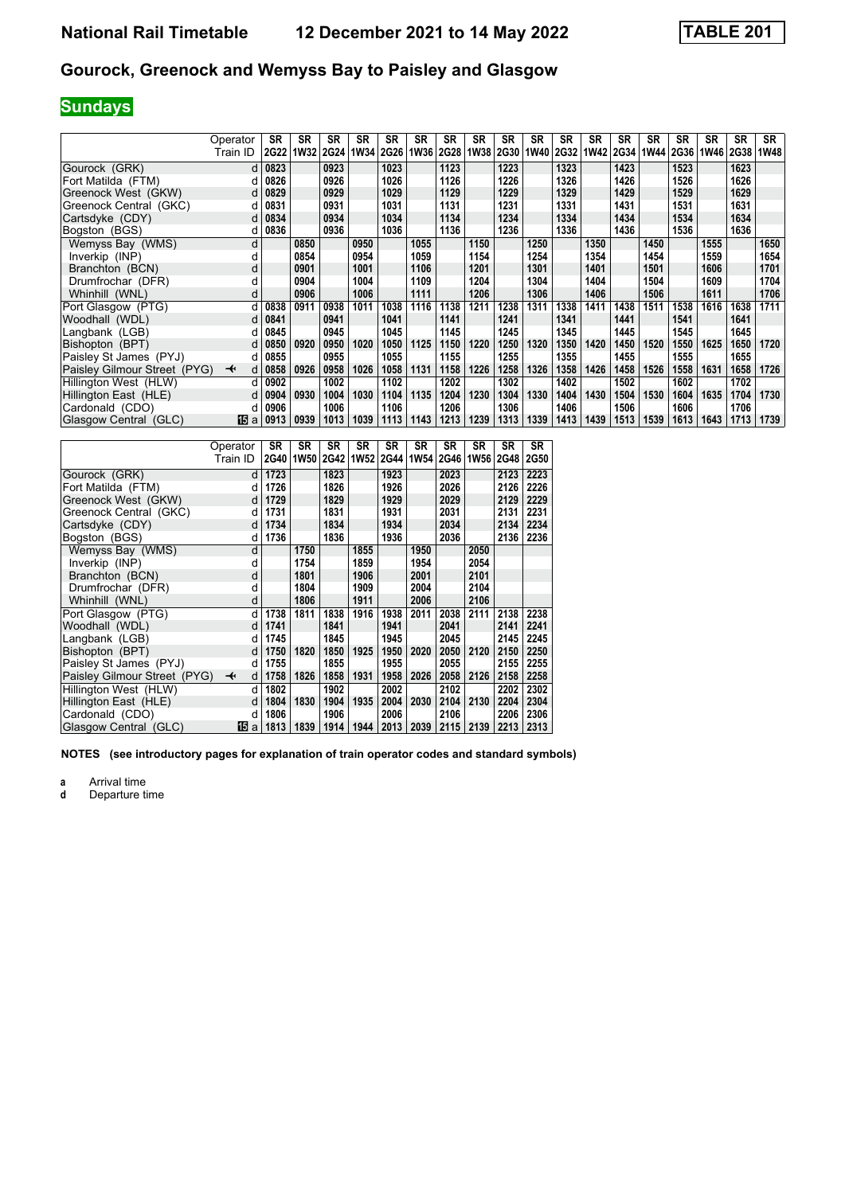# National Rail Timetable 12 December 2021 to 14 May 2022 TABLE 201

## Gourock, Greenock and Wemyss Bay to Paisley and Glasgow

### Sundays

| Operator | | SR | SR | SR | SR | SR | SR | SR | SR | SR | SR | SR | SR | SR | SR | SR | SR | SR | SR |
|---|---|---|---|---|---|---|---|---|---|---|---|---|---|---|---|---|---|---|---|
| Train ID | | 2G22 | 1W32 | 2G24 | 1W34 | 2G26 | 1W36 | 2G28 | 1W38 | 2G30 | 1W40 | 2G32 | 1W42 | 2G34 | 1W44 | 2G36 | 1W46 | 2G38 | 1W48 |
| Gourock (GRK) | d | 0823 | | 0923 | | 1023 | | 1123 | | 1223 | | 1323 | | 1423 | | 1523 | | 1623 | |
| Fort Matilda (FTM) | d | 0826 | | 0926 | | 1026 | | 1126 | | 1226 | | 1326 | | 1426 | | 1526 | | 1626 | |
| Greenock West (GKW) | d | 0829 | | 0929 | | 1029 | | 1129 | | 1229 | | 1329 | | 1429 | | 1529 | | 1629 | |
| Greenock Central (GKC) | d | 0831 | | 0931 | | 1031 | | 1131 | | 1231 | | 1331 | | 1431 | | 1531 | | 1631 | |
| Cartsdyke (CDY) | d | 0834 | | 0934 | | 1034 | | 1134 | | 1234 | | 1334 | | 1434 | | 1534 | | 1634 | |
| Bogston (BGS) | d | 0836 | | 0936 | | 1036 | | 1136 | | 1236 | | 1336 | | 1436 | | 1536 | | 1636 | |
| Wemyss Bay (WMS) | d | | 0850 | | 0950 | | 1055 | | 1150 | | 1250 | | 1350 | | 1450 | | 1555 | | 1650 |
| Inverkip (INP) | d | | 0854 | | 0954 | | 1059 | | 1154 | | 1254 | | 1354 | | 1454 | | 1559 | | 1654 |
| Branchton (BCN) | d | | 0901 | | 1001 | | 1106 | | 1201 | | 1301 | | 1401 | | 1501 | | 1606 | | 1701 |
| Drumfrochar (DFR) | d | | 0904 | | 1004 | | 1109 | | 1204 | | 1304 | | 1404 | | 1504 | | 1609 | | 1704 |
| Whinhill (WNL) | d | | 0906 | | 1006 | | 1111 | | 1206 | | 1306 | | 1406 | | 1506 | | 1611 | | 1706 |
| Port Glasgow (PTG) | d | 0838 | 0911 | 0938 | 1011 | 1038 | 1116 | 1138 | 1211 | 1238 | 1311 | 1338 | 1411 | 1438 | 1511 | 1538 | 1616 | 1638 | 1711 |
| Woodhall (WDL) | d | 0841 | | 0941 | | 1041 | | 1141 | | 1241 | | 1341 | | 1441 | | 1541 | | 1641 | |
| Langbank (LGB) | d | 0845 | | 0945 | | 1045 | | 1145 | | 1245 | | 1345 | | 1445 | | 1545 | | 1645 | |
| Bishopton (BPT) | d | 0850 | 0920 | 0950 | 1020 | 1050 | 1125 | 1150 | 1220 | 1250 | 1320 | 1350 | 1420 | 1450 | 1520 | 1550 | 1625 | 1650 | 1720 |
| Paisley St James (PYJ) | d | 0855 | | 0955 | | 1055 | | 1155 | | 1255 | | 1355 | | 1455 | | 1555 | | 1655 | |
| Paisley Gilmour Street (PYG) ✈ | d | 0858 | 0926 | 0958 | 1026 | 1058 | 1131 | 1158 | 1226 | 1258 | 1326 | 1358 | 1426 | 1458 | 1526 | 1558 | 1631 | 1658 | 1726 |
| Hillington West (HLW) | d | 0902 | | 1002 | | 1102 | | 1202 | | 1302 | | 1402 | | 1502 | | 1602 | | 1702 | |
| Hillington East (HLE) | d | 0904 | 0930 | 1004 | 1030 | 1104 | 1135 | 1204 | 1230 | 1304 | 1330 | 1404 | 1430 | 1504 | 1530 | 1604 | 1635 | 1704 | 1730 |
| Cardonald (CDO) | d | 0906 | | 1006 | | 1106 | | 1206 | | 1306 | | 1406 | | 1506 | | 1606 | | 1706 | |
| Glasgow Central (GLC) 15 | a | 0913 | 0939 | 1013 | 1039 | 1113 | 1143 | 1213 | 1239 | 1313 | 1339 | 1413 | 1439 | 1513 | 1539 | 1613 | 1643 | 1713 | 1739 |

| Operator | | SR | SR | SR | SR | SR | SR | SR | SR | SR | SR |
|---|---|---|---|---|---|---|---|---|---|---|---|
| Train ID | | 2G40 | 1W50 | 2G42 | 1W52 | 2G44 | 1W54 | 2G46 | 1W56 | 2G48 | 2G50 |
| Gourock (GRK) | d | 1723 | | 1823 | | 1923 | | 2023 | | 2123 | 2223 |
| Fort Matilda (FTM) | d | 1726 | | 1826 | | 1926 | | 2026 | | 2126 | 2226 |
| Greenock West (GKW) | d | 1729 | | 1829 | | 1929 | | 2029 | | 2129 | 2229 |
| Greenock Central (GKC) | d | 1731 | | 1831 | | 1931 | | 2031 | | 2131 | 2231 |
| Cartsdyke (CDY) | d | 1734 | | 1834 | | 1934 | | 2034 | | 2134 | 2234 |
| Bogston (BGS) | d | 1736 | | 1836 | | 1936 | | 2036 | | 2136 | 2236 |
| Wemyss Bay (WMS) | d | | 1750 | | 1855 | | 1950 | | 2050 | | |
| Inverkip (INP) | d | | 1754 | | 1859 | | 1954 | | 2054 | | |
| Branchton (BCN) | d | | 1801 | | 1906 | | 2001 | | 2101 | | |
| Drumfrochar (DFR) | d | | 1804 | | 1909 | | 2004 | | 2104 | | |
| Whinhill (WNL) | d | | 1806 | | 1911 | | 2006 | | 2106 | | |
| Port Glasgow (PTG) | d | 1738 | 1811 | 1838 | 1916 | 1938 | 2011 | 2038 | 2111 | 2138 | 2238 |
| Woodhall (WDL) | d | 1741 | | 1841 | | 1941 | | 2041 | | 2141 | 2241 |
| Langbank (LGB) | d | 1745 | | 1845 | | 1945 | | 2045 | | 2145 | 2245 |
| Bishopton (BPT) | d | 1750 | 1820 | 1850 | 1925 | 1950 | 2020 | 2050 | 2120 | 2150 | 2250 |
| Paisley St James (PYJ) | d | 1755 | | 1855 | | 1955 | | 2055 | | 2155 | 2255 |
| Paisley Gilmour Street (PYG) ✈ | d | 1758 | 1826 | 1858 | 1931 | 1958 | 2026 | 2058 | 2126 | 2158 | 2258 |
| Hillington West (HLW) | d | 1802 | | 1902 | | 2002 | | 2102 | | 2202 | 2302 |
| Hillington East (HLE) | d | 1804 | 1830 | 1904 | 1935 | 2004 | 2030 | 2104 | 2130 | 2204 | 2304 |
| Cardonald (CDO) | d | 1806 | | 1906 | | 2006 | | 2106 | | 2206 | 2306 |
| Glasgow Central (GLC) 15 | a | 1813 | 1839 | 1914 | 1944 | 2013 | 2039 | 2115 | 2139 | 2213 | 2313 |

**NOTES (see introductory pages for explanation of train operator codes and standard symbols)**

**a** Arrival time
**d** Departure time